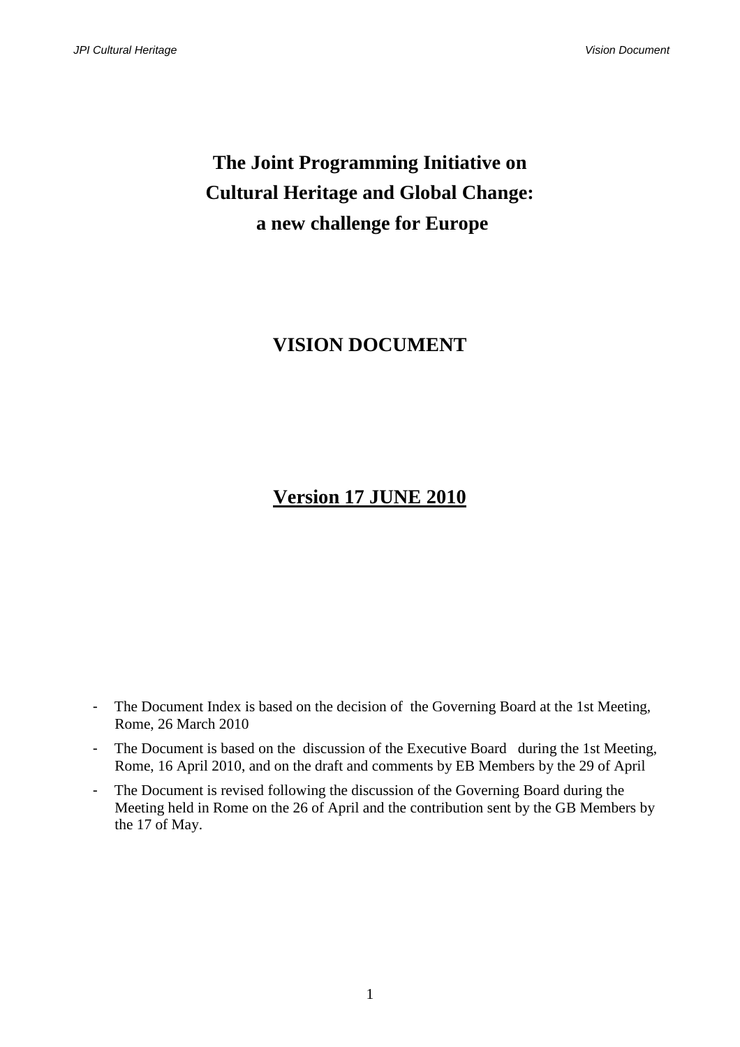# The Joint Programming Initiative on Cultural Heritage and Global Change: a new challenge for Europe

## VISION DOCUMENT

## <u>Version 17 JUNE 2010</u>

- The Document Index is based on the decision of the Governing Board at the 1st Meeting, Rome, 26 March 2010
- The Document is based on the discussion of the Executive Board during the 1st Meeting, Rome, 16 April 2010, and on the draft and comments by EB Members by the 29 of April
- The Document is revised following the discussion of the Governing Board during the Meeting held in Rome on the 26 of April and the contribution sent by the GB Members by the 17 of May.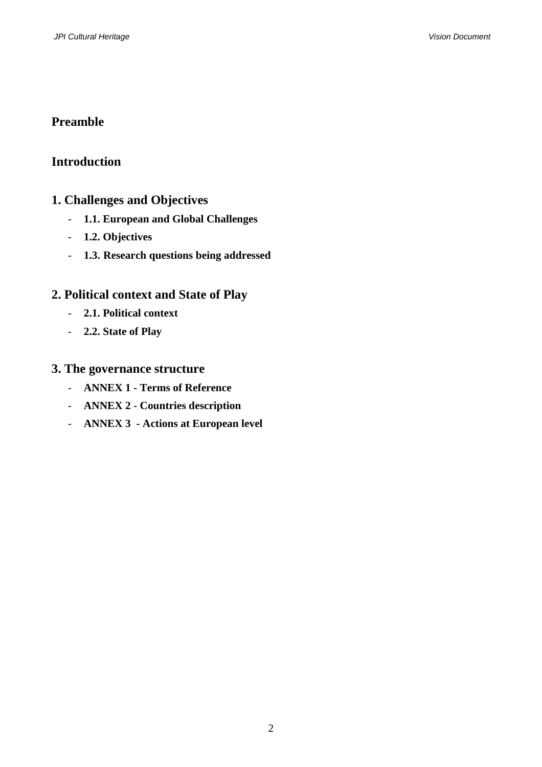## Preamble

## Introduction

## 1. Challenges and Objectives

- **1.1. European and Global Challenges**
- **1.2. Objectives**
- **1.3. Research questions being addressed**

## 2. Political context and State of Play

- **2.1. Political context**
- **2.2. State of Play**

## 3. The governance structure

- **ANNEX 1 - Terms of Reference**
- **ANNEX 2 - Countries description**
- **ANNEX 3 - Actions at European level**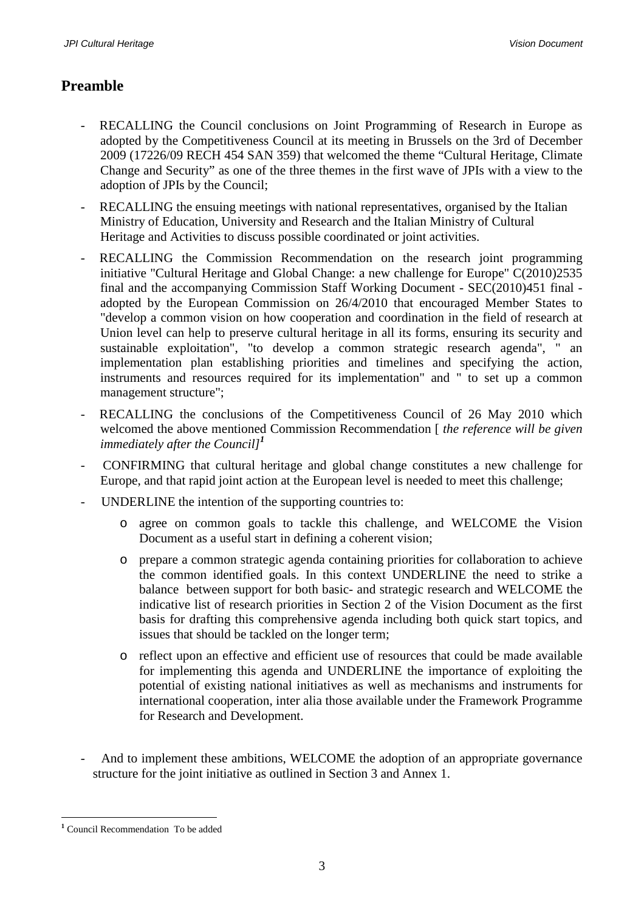## Preamble

- RECALLING the Council conclusions on Joint Programming of Research in Europe as adopted by the Competitiveness Council at its meeting in Brussels on the 3rd of December 2009 (17226/09 RECH 454 SAN 359) that welcomed the theme "Cultural Heritage, Climate Change and Security" as one of the three themes in the first wave of JPIs with a view to the adoption of JPIs by the Council;
- RECALLING the ensuing meetings with national representatives, organised by the Italian Ministry of Education, University and Research and the Italian Ministry of Cultural Heritage and Activities to discuss possible coordinated or joint activities.
- RECALLING the Commission Recommendation on the research joint programming initiative "Cultural Heritage and Global Change: a new challenge for Europe" C(2010)2535 final and the accompanying Commission Staff Working Document - SEC(2010)451 final - adopted by the European Commission on 26/4/2010 that encouraged Member States to "develop a common vision on how cooperation and coordination in the field of research at Union level can help to preserve cultural heritage in all its forms, ensuring its security and sustainable exploitation", "to develop a common strategic research agenda", " an implementation plan establishing priorities and timelines and specifying the action, instruments and resources required for its implementation" and " to set up a common management structure";
- RECALLING the conclusions of the Competitiveness Council of 26 May 2010 which welcomed the above mentioned Commission Recommendation [ *the reference will be given immediately after the Council]*[1]
- CONFIRMING that cultural heritage and global change constitutes a new challenge for Europe, and that rapid joint action at the European level is needed to meet this challenge;
- UNDERLINE the intention of the supporting countries to:
  - agree on common goals to tackle this challenge, and WELCOME the Vision Document as a useful start in defining a coherent vision;
  - prepare a common strategic agenda containing priorities for collaboration to achieve the common identified goals. In this context UNDERLINE the need to strike a balance between support for both basic- and strategic research and WELCOME the indicative list of research priorities in Section 2 of the Vision Document as the first basis for drafting this comprehensive agenda including both quick start topics, and issues that should be tackled on the longer term;
  - reflect upon an effective and efficient use of resources that could be made available for implementing this agenda and UNDERLINE the importance of exploiting the potential of existing national initiatives as well as mechanisms and instruments for international cooperation, inter alia those available under the Framework Programme for Research and Development.

- And to implement these ambitions, WELCOME the adoption of an appropriate governance structure for the joint initiative as outlined in Section 3 and Annex 1.

---

[1] Council Recommendation To be added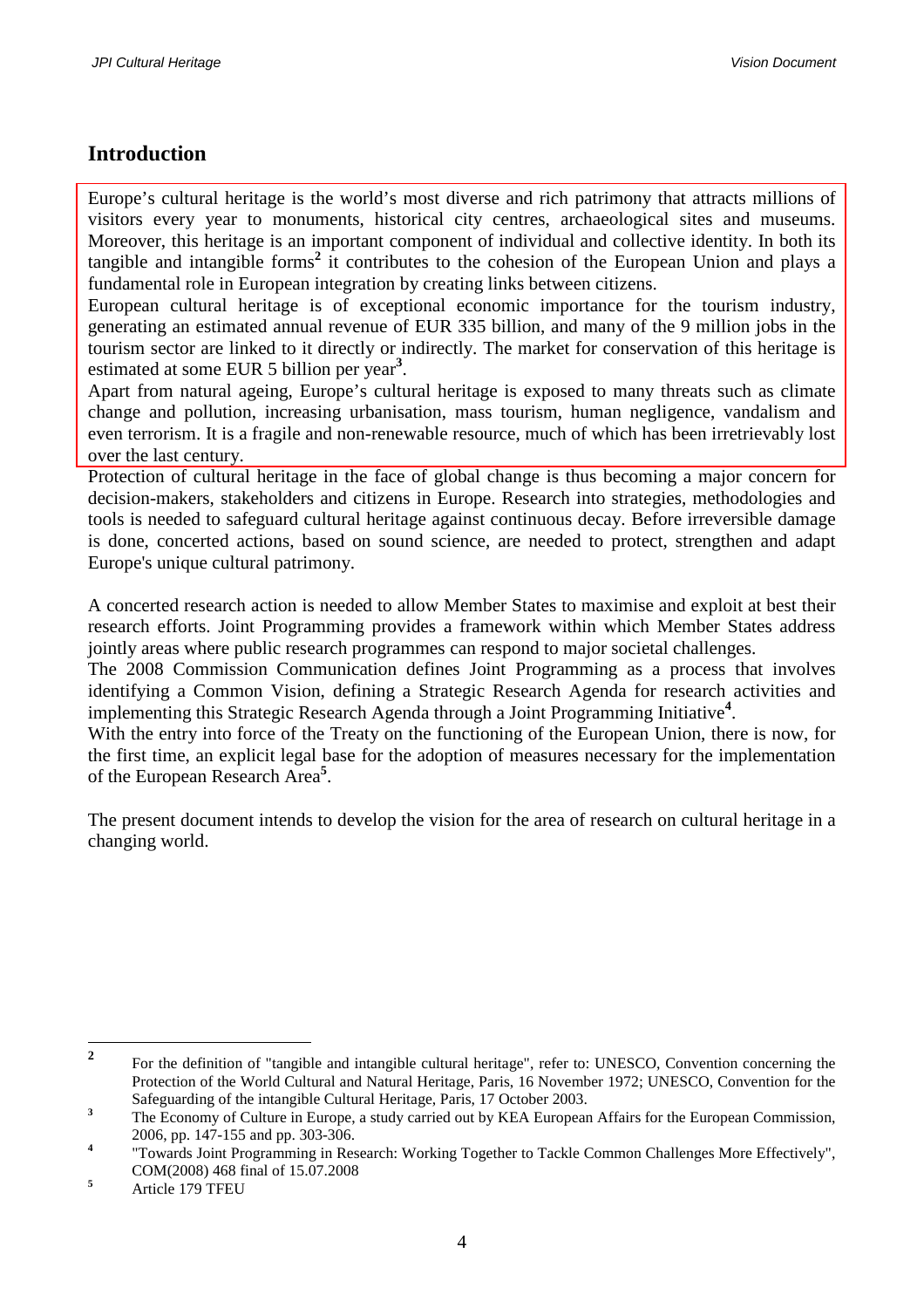## Introduction

Europe's cultural heritage is the world's most diverse and rich patrimony that attracts millions of visitors every year to monuments, historical city centres, archaeological sites and museums. Moreover, this heritage is an important component of individual and collective identity. In both its tangible and intangible forms[2] it contributes to the cohesion of the European Union and plays a fundamental role in European integration by creating links between citizens.

European cultural heritage is of exceptional economic importance for the tourism industry, generating an estimated annual revenue of EUR 335 billion, and many of the 9 million jobs in the tourism sector are linked to it directly or indirectly. The market for conservation of this heritage is estimated at some EUR 5 billion per year[3].

Apart from natural ageing, Europe's cultural heritage is exposed to many threats such as climate change and pollution, increasing urbanisation, mass tourism, human negligence, vandalism and even terrorism. It is a fragile and non-renewable resource, much of which has been irretrievably lost over the last century.

Protection of cultural heritage in the face of global change is thus becoming a major concern for decision-makers, stakeholders and citizens in Europe. Research into strategies, methodologies and tools is needed to safeguard cultural heritage against continuous decay. Before irreversible damage is done, concerted actions, based on sound science, are needed to protect, strengthen and adapt Europe's unique cultural patrimony.

A concerted research action is needed to allow Member States to maximise and exploit at best their research efforts. Joint Programming provides a framework within which Member States address jointly areas where public research programmes can respond to major societal challenges.

The 2008 Commission Communication defines Joint Programming as a process that involves identifying a Common Vision, defining a Strategic Research Agenda for research activities and implementing this Strategic Research Agenda through a Joint Programming Initiative[4].

With the entry into force of the Treaty on the functioning of the European Union, there is now, for the first time, an explicit legal base for the adoption of measures necessary for the implementation of the European Research Area[5].

The present document intends to develop the vision for the area of research on cultural heritage in a changing world.

---

[2] For the definition of "tangible and intangible cultural heritage", refer to: UNESCO, Convention concerning the Protection of the World Cultural and Natural Heritage, Paris, 16 November 1972; UNESCO, Convention for the Safeguarding of the intangible Cultural Heritage, Paris, 17 October 2003.

[3] The Economy of Culture in Europe, a study carried out by KEA European Affairs for the European Commission, 2006, pp. 147-155 and pp. 303-306.

[4] "Towards Joint Programming in Research: Working Together to Tackle Common Challenges More Effectively", COM(2008) 468 final of 15.07.2008

[5] Article 179 TFEU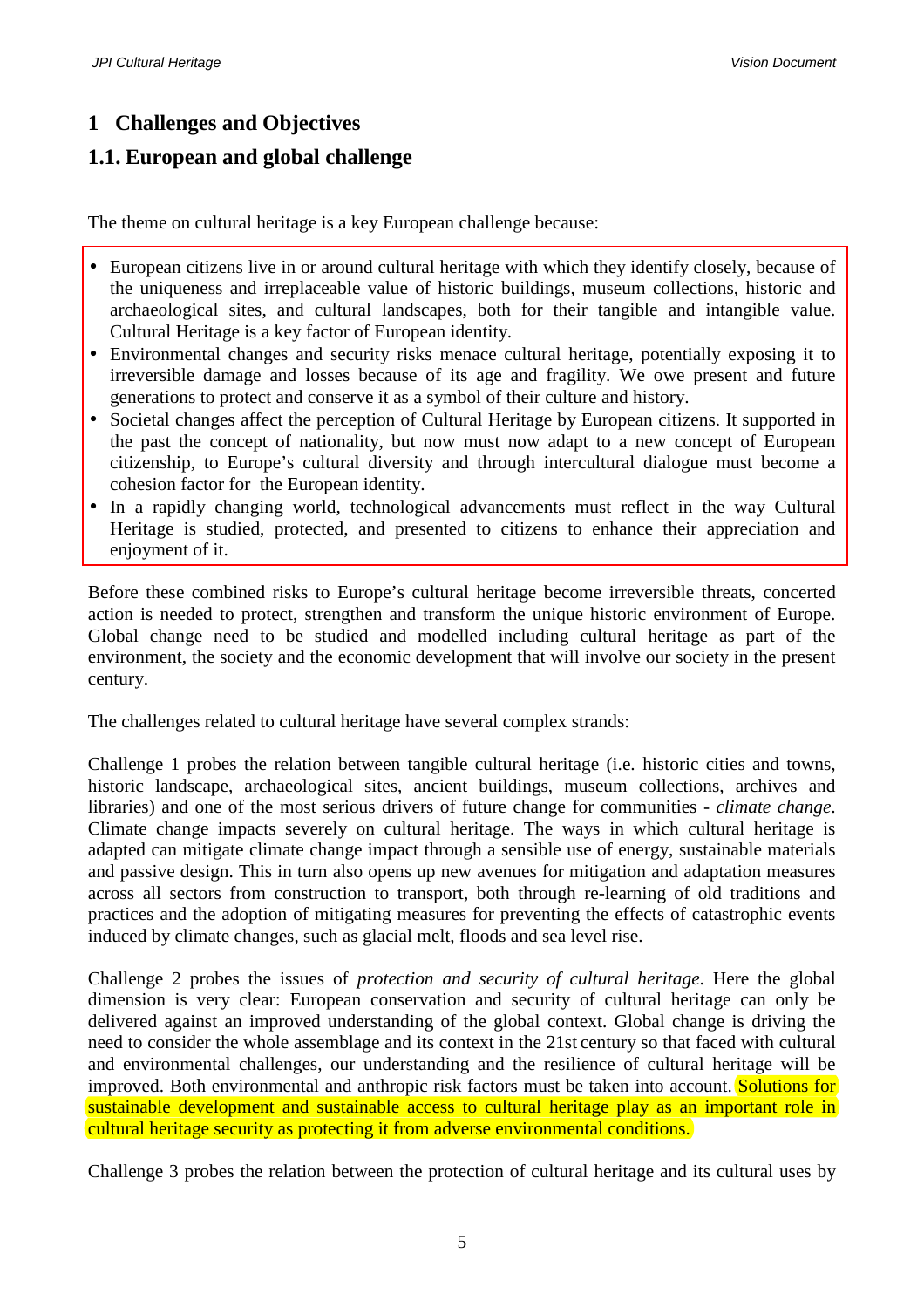# 1 Challenges and Objectives

## 1.1. European and global challenge

The theme on cultural heritage is a key European challenge because:

- European citizens live in or around cultural heritage with which they identify closely, because of the uniqueness and irreplaceable value of historic buildings, museum collections, historic and archaeological sites, and cultural landscapes, both for their tangible and intangible value. Cultural Heritage is a key factor of European identity.
- Environmental changes and security risks menace cultural heritage, potentially exposing it to irreversible damage and losses because of its age and fragility. We owe present and future generations to protect and conserve it as a symbol of their culture and history.
- Societal changes affect the perception of Cultural Heritage by European citizens. It supported in the past the concept of nationality, but now must now adapt to a new concept of European citizenship, to Europe's cultural diversity and through intercultural dialogue must become a cohesion factor for the European identity.
- In a rapidly changing world, technological advancements must reflect in the way Cultural Heritage is studied, protected, and presented to citizens to enhance their appreciation and enjoyment of it.

Before these combined risks to Europe's cultural heritage become irreversible threats, concerted action is needed to protect, strengthen and transform the unique historic environment of Europe. Global change need to be studied and modelled including cultural heritage as part of the environment, the society and the economic development that will involve our society in the present century.

The challenges related to cultural heritage have several complex strands:

Challenge 1 probes the relation between tangible cultural heritage (i.e. historic cities and towns, historic landscape, archaeological sites, ancient buildings, museum collections, archives and libraries) and one of the most serious drivers of future change for communities - *climate change*. Climate change impacts severely on cultural heritage. The ways in which cultural heritage is adapted can mitigate climate change impact through a sensible use of energy, sustainable materials and passive design. This in turn also opens up new avenues for mitigation and adaptation measures across all sectors from construction to transport, both through re-learning of old traditions and practices and the adoption of mitigating measures for preventing the effects of catastrophic events induced by climate changes, such as glacial melt, floods and sea level rise.

Challenge 2 probes the issues of *protection and security of cultural heritage*. Here the global dimension is very clear: European conservation and security of cultural heritage can only be delivered against an improved understanding of the global context. Global change is driving the need to consider the whole assemblage and its context in the 21st century so that faced with cultural and environmental challenges, our understanding and the resilience of cultural heritage will be improved. Both environmental and anthropic risk factors must be taken into account. Solutions for sustainable development and sustainable access to cultural heritage play as an important role in cultural heritage security as protecting it from adverse environmental conditions.

Challenge 3 probes the relation between the protection of cultural heritage and its cultural uses by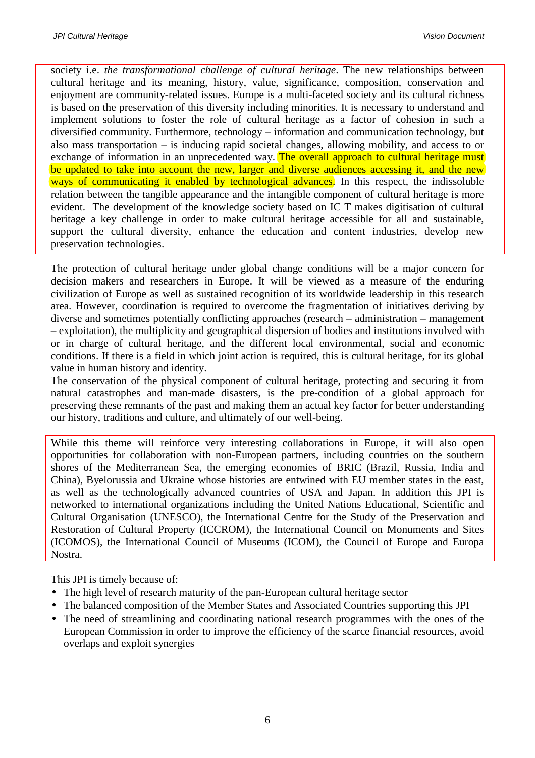society i.e. *the transformational challenge of cultural heritage*. The new relationships between cultural heritage and its meaning, history, value, significance, composition, conservation and enjoyment are community-related issues. Europe is a multi-faceted society and its cultural richness is based on the preservation of this diversity including minorities. It is necessary to understand and implement solutions to foster the role of cultural heritage as a factor of cohesion in such a diversified community. Furthermore, technology – information and communication technology, but also mass transportation – is inducing rapid societal changes, allowing mobility, and access to or exchange of information in an unprecedented way. The overall approach to cultural heritage must be updated to take into account the new, larger and diverse audiences accessing it, and the new ways of communicating it enabled by technological advances. In this respect, the indissoluble relation between the tangible appearance and the intangible component of cultural heritage is more evident. The development of the knowledge society based on IC T makes digitisation of cultural heritage a key challenge in order to make cultural heritage accessible for all and sustainable, support the cultural diversity, enhance the education and content industries, develop new preservation technologies.

The protection of cultural heritage under global change conditions will be a major concern for decision makers and researchers in Europe. It will be viewed as a measure of the enduring civilization of Europe as well as sustained recognition of its worldwide leadership in this research area. However, coordination is required to overcome the fragmentation of initiatives deriving by diverse and sometimes potentially conflicting approaches (research – administration – management – exploitation), the multiplicity and geographical dispersion of bodies and institutions involved with or in charge of cultural heritage, and the different local environmental, social and economic conditions. If there is a field in which joint action is required, this is cultural heritage, for its global value in human history and identity.
The conservation of the physical component of cultural heritage, protecting and securing it from natural catastrophes and man-made disasters, is the pre-condition of a global approach for preserving these remnants of the past and making them an actual key factor for better understanding our history, traditions and culture, and ultimately of our well-being.

While this theme will reinforce very interesting collaborations in Europe, it will also open opportunities for collaboration with non-European partners, including countries on the southern shores of the Mediterranean Sea, the emerging economies of BRIC (Brazil, Russia, India and China), Byelorussia and Ukraine whose histories are entwined with EU member states in the east, as well as the technologically advanced countries of USA and Japan. In addition this JPI is networked to international organizations including the United Nations Educational, Scientific and Cultural Organisation (UNESCO), the International Centre for the Study of the Preservation and Restoration of Cultural Property (ICCROM), the International Council on Monuments and Sites (ICOMOS), the International Council of Museums (ICOM), the Council of Europe and Europa Nostra.

This JPI is timely because of:

- The high level of research maturity of the pan-European cultural heritage sector
- The balanced composition of the Member States and Associated Countries supporting this JPI
- The need of streamlining and coordinating national research programmes with the ones of the European Commission in order to improve the efficiency of the scarce financial resources, avoid overlaps and exploit synergies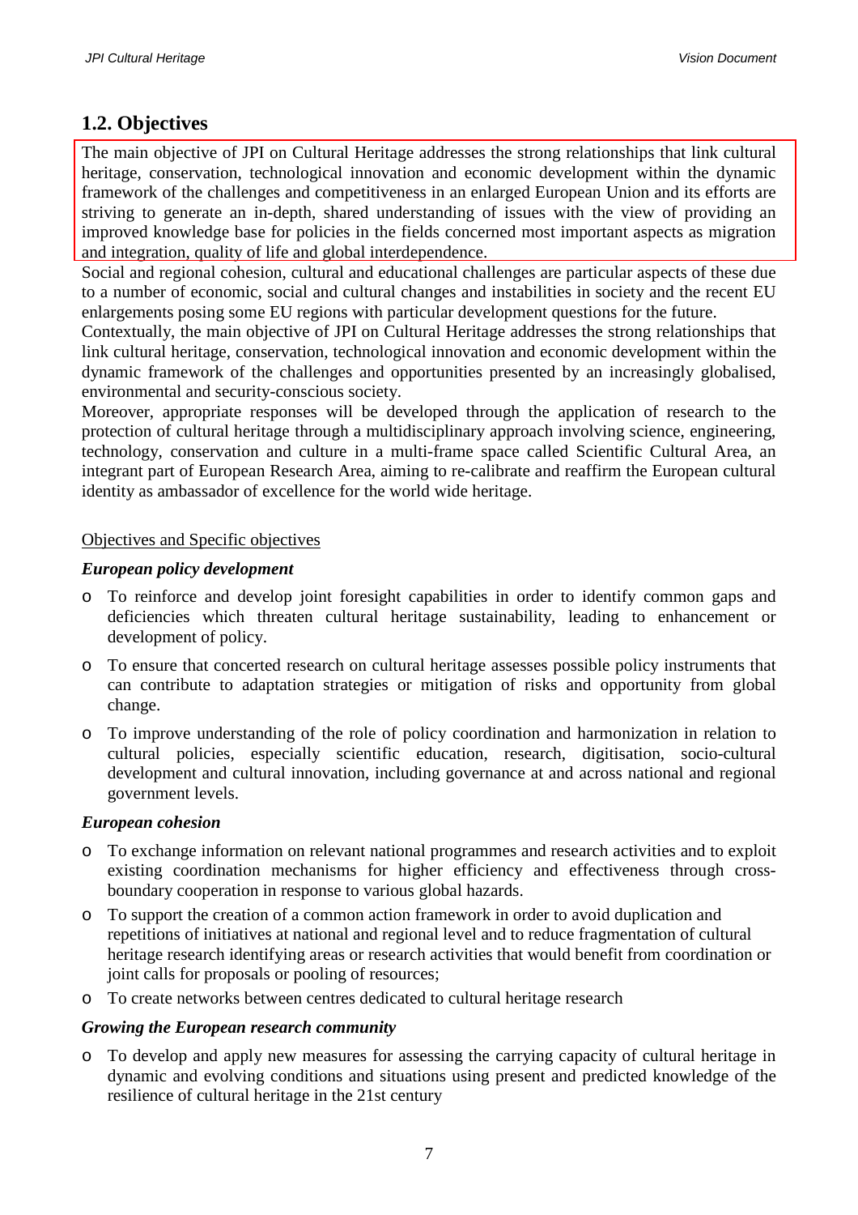## 1.2. Objectives

The main objective of JPI on Cultural Heritage addresses the strong relationships that link cultural heritage, conservation, technological innovation and economic development within the dynamic framework of the challenges and competitiveness in an enlarged European Union and its efforts are striving to generate an in-depth, shared understanding of issues with the view of providing an improved knowledge base for policies in the fields concerned most important aspects as migration and integration, quality of life and global interdependence.

Social and regional cohesion, cultural and educational challenges are particular aspects of these due to a number of economic, social and cultural changes and instabilities in society and the recent EU enlargements posing some EU regions with particular development questions for the future.

Contextually, the main objective of JPI on Cultural Heritage addresses the strong relationships that link cultural heritage, conservation, technological innovation and economic development within the dynamic framework of the challenges and opportunities presented by an increasingly globalised, environmental and security-conscious society.

Moreover, appropriate responses will be developed through the application of research to the protection of cultural heritage through a multidisciplinary approach involving science, engineering, technology, conservation and culture in a multi-frame space called Scientific Cultural Area, an integrant part of European Research Area, aiming to re-calibrate and reaffirm the European cultural identity as ambassador of excellence for the world wide heritage.

Objectives and Specific objectives

***European policy development***

- To reinforce and develop joint foresight capabilities in order to identify common gaps and deficiencies which threaten cultural heritage sustainability, leading to enhancement or development of policy.
- To ensure that concerted research on cultural heritage assesses possible policy instruments that can contribute to adaptation strategies or mitigation of risks and opportunity from global change.
- To improve understanding of the role of policy coordination and harmonization in relation to cultural policies, especially scientific education, research, digitisation, socio-cultural development and cultural innovation, including governance at and across national and regional government levels.

***European cohesion***

- To exchange information on relevant national programmes and research activities and to exploit existing coordination mechanisms for higher efficiency and effectiveness through cross-boundary cooperation in response to various global hazards.
- To support the creation of a common action framework in order to avoid duplication and repetitions of initiatives at national and regional level and to reduce fragmentation of cultural heritage research identifying areas or research activities that would benefit from coordination or joint calls for proposals or pooling of resources;
- To create networks between centres dedicated to cultural heritage research

***Growing the European research community***

- To develop and apply new measures for assessing the carrying capacity of cultural heritage in dynamic and evolving conditions and situations using present and predicted knowledge of the resilience of cultural heritage in the 21st century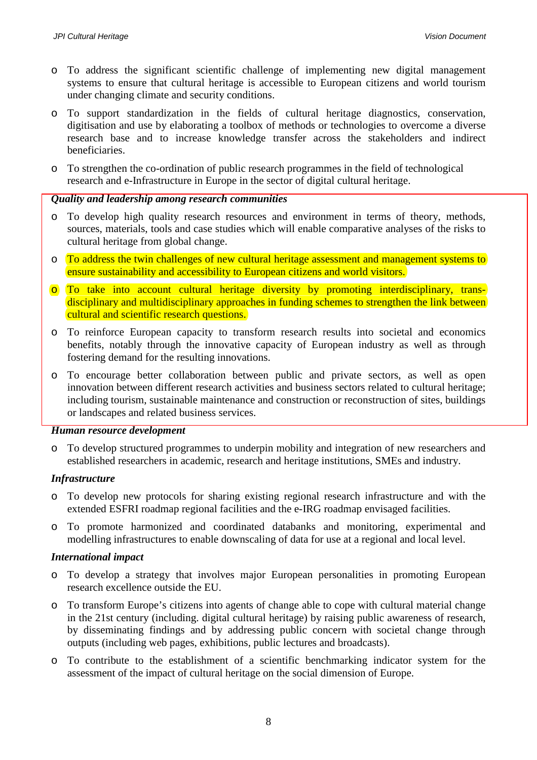- To address the significant scientific challenge of implementing new digital management systems to ensure that cultural heritage is accessible to European citizens and world tourism under changing climate and security conditions.
- To support standardization in the fields of cultural heritage diagnostics, conservation, digitisation and use by elaborating a toolbox of methods or technologies to overcome a diverse research base and to increase knowledge transfer across the stakeholders and indirect beneficiaries.
- To strengthen the co-ordination of public research programmes in the field of technological research and e-Infrastructure in Europe in the sector of digital cultural heritage.

***Quality and leadership among research communities***

- To develop high quality research resources and environment in terms of theory, methods, sources, materials, tools and case studies which will enable comparative analyses of the risks to cultural heritage from global change.
- To address the twin challenges of new cultural heritage assessment and management systems to ensure sustainability and accessibility to European citizens and world visitors.
- To take into account cultural heritage diversity by promoting interdisciplinary, trans-disciplinary and multidisciplinary approaches in funding schemes to strengthen the link between cultural and scientific research questions.
- To reinforce European capacity to transform research results into societal and economics benefits, notably through the innovative capacity of European industry as well as through fostering demand for the resulting innovations.
- To encourage better collaboration between public and private sectors, as well as open innovation between different research activities and business sectors related to cultural heritage; including tourism, sustainable maintenance and construction or reconstruction of sites, buildings or landscapes and related business services.

***Human resource development***

- To develop structured programmes to underpin mobility and integration of new researchers and established researchers in academic, research and heritage institutions, SMEs and industry.

***Infrastructure***

- To develop new protocols for sharing existing regional research infrastructure and with the extended ESFRI roadmap regional facilities and the e-IRG roadmap envisaged facilities.
- To promote harmonized and coordinated databanks and monitoring, experimental and modelling infrastructures to enable downscaling of data for use at a regional and local level.

***International impact***

- To develop a strategy that involves major European personalities in promoting European research excellence outside the EU.
- To transform Europe's citizens into agents of change able to cope with cultural material change in the 21st century (including. digital cultural heritage) by raising public awareness of research, by disseminating findings and by addressing public concern with societal change through outputs (including web pages, exhibitions, public lectures and broadcasts).
- To contribute to the establishment of a scientific benchmarking indicator system for the assessment of the impact of cultural heritage on the social dimension of Europe.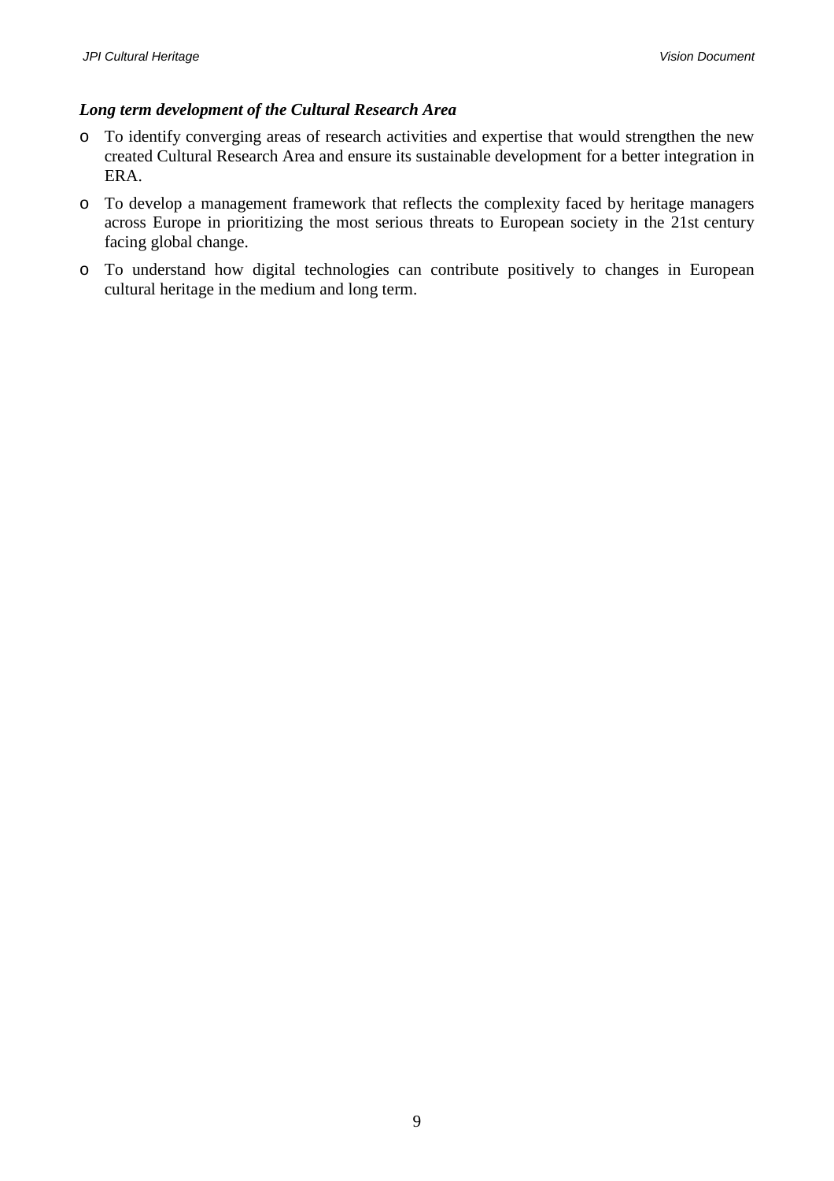***Long term development of the Cultural Research Area***

- To identify converging areas of research activities and expertise that would strengthen the new created Cultural Research Area and ensure its sustainable development for a better integration in ERA.
- To develop a management framework that reflects the complexity faced by heritage managers across Europe in prioritizing the most serious threats to European society in the 21st century facing global change.
- To understand how digital technologies can contribute positively to changes in European cultural heritage in the medium and long term.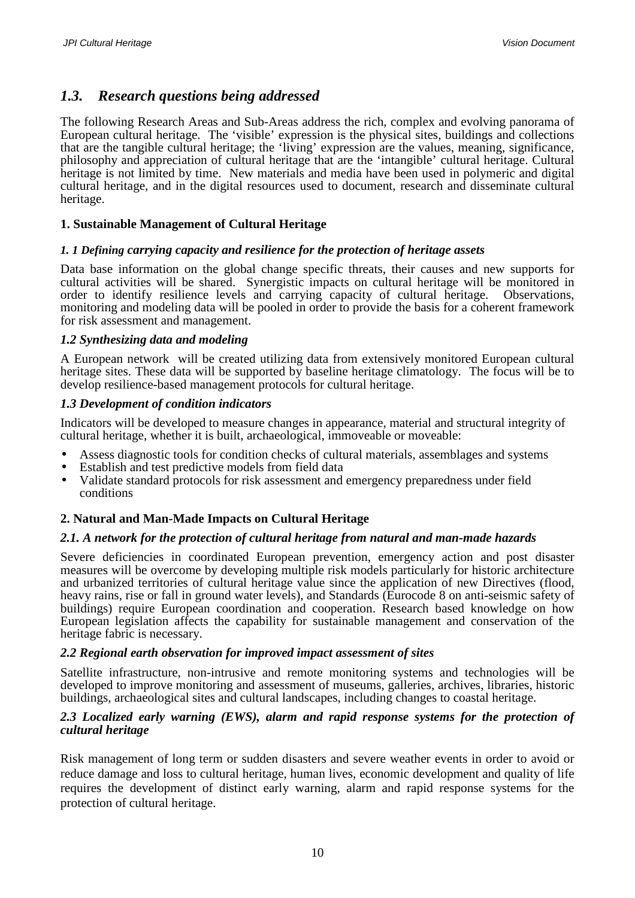## *1.3. Research questions being addressed*

The following Research Areas and Sub-Areas address the rich, complex and evolving panorama of European cultural heritage. The 'visible' expression is the physical sites, buildings and collections that are the tangible cultural heritage; the 'living' expression are the values, meaning, significance, philosophy and appreciation of cultural heritage that are the 'intangible' cultural heritage. Cultural heritage is not limited by time. New materials and media have been used in polymeric and digital cultural heritage, and in the digital resources used to document, research and disseminate cultural heritage.

**1. Sustainable Management of Cultural Heritage**

***1. 1 Defining carrying capacity and resilience for the protection of heritage assets***

Data base information on the global change specific threats, their causes and new supports for cultural activities will be shared. Synergistic impacts on cultural heritage will be monitored in order to identify resilience levels and carrying capacity of cultural heritage. Observations, monitoring and modeling data will be pooled in order to provide the basis for a coherent framework for risk assessment and management.

***1.2 Synthesizing data and modeling***

A European network will be created utilizing data from extensively monitored European cultural heritage sites. These data will be supported by baseline heritage climatology. The focus will be to develop resilience-based management protocols for cultural heritage.

***1.3 Development of condition indicators***

Indicators will be developed to measure changes in appearance, material and structural integrity of cultural heritage, whether it is built, archaeological, immoveable or moveable:

- Assess diagnostic tools for condition checks of cultural materials, assemblages and systems
- Establish and test predictive models from field data
- Validate standard protocols for risk assessment and emergency preparedness under field conditions

**2. Natural and Man-Made Impacts on Cultural Heritage**

***2.1. A network for the protection of cultural heritage from natural and man-made hazards***

Severe deficiencies in coordinated European prevention, emergency action and post disaster measures will be overcome by developing multiple risk models particularly for historic architecture and urbanized territories of cultural heritage value since the application of new Directives (flood, heavy rains, rise or fall in ground water levels), and Standards (Eurocode 8 on anti-seismic safety of buildings) require European coordination and cooperation. Research based knowledge on how European legislation affects the capability for sustainable management and conservation of the heritage fabric is necessary.

***2.2 Regional earth observation for improved impact assessment of sites***

Satellite infrastructure, non-intrusive and remote monitoring systems and technologies will be developed to improve monitoring and assessment of museums, galleries, archives, libraries, historic buildings, archaeological sites and cultural landscapes, including changes to coastal heritage.

***2.3 Localized early warning (EWS), alarm and rapid response systems for the protection of cultural heritage***

Risk management of long term or sudden disasters and severe weather events in order to avoid or reduce damage and loss to cultural heritage, human lives, economic development and quality of life requires the development of distinct early warning, alarm and rapid response systems for the protection of cultural heritage.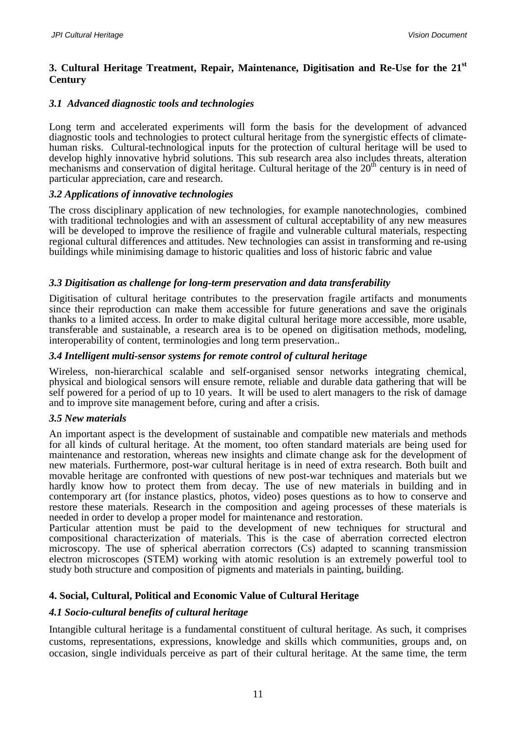## 3. Cultural Heritage Treatment, Repair, Maintenance, Digitisation and Re-Use for the 21$^{st}$ Century

### *3.1 Advanced diagnostic tools and technologies*

Long term and accelerated experiments will form the basis for the development of advanced diagnostic tools and technologies to protect cultural heritage from the synergistic effects of climate-human risks. Cultural-technological inputs for the protection of cultural heritage will be used to develop highly innovative hybrid solutions. This sub research area also includes threats, alteration mechanisms and conservation of digital heritage. Cultural heritage of the 20$^{th}$ century is in need of particular appreciation, care and research.

### *3.2 Applications of innovative technologies*

The cross disciplinary application of new technologies, for example nanotechnologies, combined with traditional technologies and with an assessment of cultural acceptability of any new measures will be developed to improve the resilience of fragile and vulnerable cultural materials, respecting regional cultural differences and attitudes. New technologies can assist in transforming and re-using buildings while minimising damage to historic qualities and loss of historic fabric and value

### *3.3 Digitisation as challenge for long-term preservation and data transferability*

Digitisation of cultural heritage contributes to the preservation fragile artifacts and monuments since their reproduction can make them accessible for future generations and save the originals thanks to a limited access. In order to make digital cultural heritage more accessible, more usable, transferable and sustainable, a research area is to be opened on digitisation methods, modeling, interoperability of content, terminologies and long term preservation..

### *3.4 Intelligent multi-sensor systems for remote control of cultural heritage*

Wireless, non-hierarchical scalable and self-organised sensor networks integrating chemical, physical and biological sensors will ensure remote, reliable and durable data gathering that will be self powered for a period of up to 10 years. It will be used to alert managers to the risk of damage and to improve site management before, curing and after a crisis.

### *3.5 New materials*

An important aspect is the development of sustainable and compatible new materials and methods for all kinds of cultural heritage. At the moment, too often standard materials are being used for maintenance and restoration, whereas new insights and climate change ask for the development of new materials. Furthermore, post-war cultural heritage is in need of extra research. Both built and movable heritage are confronted with questions of new post-war techniques and materials but we hardly know how to protect them from decay. The use of new materials in building and in contemporary art (for instance plastics, photos, video) poses questions as to how to conserve and restore these materials. Research in the composition and ageing processes of these materials is needed in order to develop a proper model for maintenance and restoration.

Particular attention must be paid to the development of new techniques for structural and compositional characterization of materials. This is the case of aberration corrected electron microscopy. The use of spherical aberration correctors (Cs) adapted to scanning transmission electron microscopes (STEM) working with atomic resolution is an extremely powerful tool to study both structure and composition of pigments and materials in painting, building.

## 4. Social, Cultural, Political and Economic Value of Cultural Heritage

### *4.1 Socio-cultural benefits of cultural heritage*

Intangible cultural heritage is a fundamental constituent of cultural heritage. As such, it comprises customs, representations, expressions, knowledge and skills which communities, groups and, on occasion, single individuals perceive as part of their cultural heritage. At the same time, the term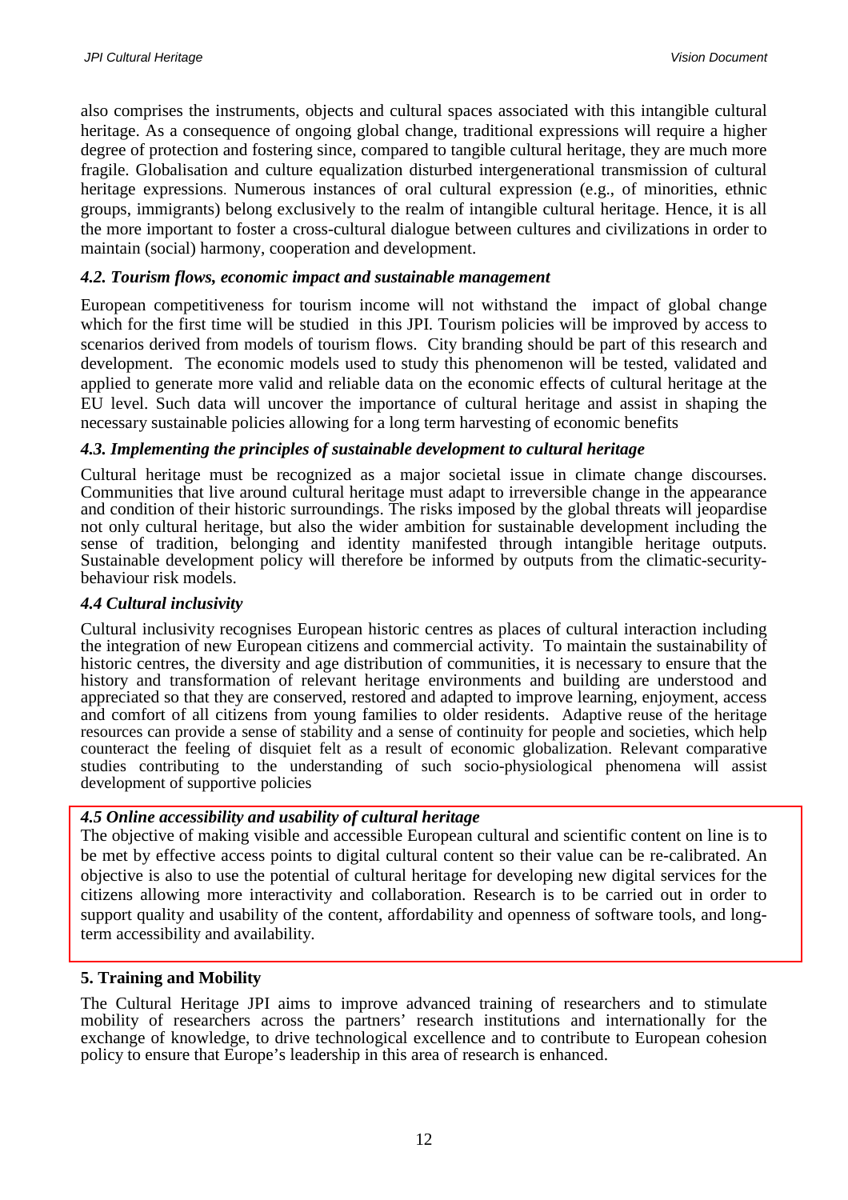also comprises the instruments, objects and cultural spaces associated with this intangible cultural heritage. As a consequence of ongoing global change, traditional expressions will require a higher degree of protection and fostering since, compared to tangible cultural heritage, they are much more fragile. Globalisation and culture equalization disturbed intergenerational transmission of cultural heritage expressions. Numerous instances of oral cultural expression (e.g., of minorities, ethnic groups, immigrants) belong exclusively to the realm of intangible cultural heritage. Hence, it is all the more important to foster a cross-cultural dialogue between cultures and civilizations in order to maintain (social) harmony, cooperation and development.

### *4.2. Tourism flows, economic impact and sustainable management*

European competitiveness for tourism income will not withstand the impact of global change which for the first time will be studied in this JPI. Tourism policies will be improved by access to scenarios derived from models of tourism flows. City branding should be part of this research and development. The economic models used to study this phenomenon will be tested, validated and applied to generate more valid and reliable data on the economic effects of cultural heritage at the EU level. Such data will uncover the importance of cultural heritage and assist in shaping the necessary sustainable policies allowing for a long term harvesting of economic benefits

### *4.3. Implementing the principles of sustainable development to cultural heritage*

Cultural heritage must be recognized as a major societal issue in climate change discourses. Communities that live around cultural heritage must adapt to irreversible change in the appearance and condition of their historic surroundings. The risks imposed by the global threats will jeopardise not only cultural heritage, but also the wider ambition for sustainable development including the sense of tradition, belonging and identity manifested through intangible heritage outputs. Sustainable development policy will therefore be informed by outputs from the climatic-security-behaviour risk models.

### *4.4 Cultural inclusivity*

Cultural inclusivity recognises European historic centres as places of cultural interaction including the integration of new European citizens and commercial activity. To maintain the sustainability of historic centres, the diversity and age distribution of communities, it is necessary to ensure that the history and transformation of relevant heritage environments and building are understood and appreciated so that they are conserved, restored and adapted to improve learning, enjoyment, access and comfort of all citizens from young families to older residents. Adaptive reuse of the heritage resources can provide a sense of stability and a sense of continuity for people and societies, which help counteract the feeling of disquiet felt as a result of economic globalization. Relevant comparative studies contributing to the understanding of such socio-physiological phenomena will assist development of supportive policies

### *4.5 Online accessibility and usability of cultural heritage*

The objective of making visible and accessible European cultural and scientific content on line is to be met by effective access points to digital cultural content so their value can be re-calibrated. An objective is also to use the potential of cultural heritage for developing new digital services for the citizens allowing more interactivity and collaboration. Research is to be carried out in order to support quality and usability of the content, affordability and openness of software tools, and long-term accessibility and availability.

## 5. Training and Mobility

The Cultural Heritage JPI aims to improve advanced training of researchers and to stimulate mobility of researchers across the partners' research institutions and internationally for the exchange of knowledge, to drive technological excellence and to contribute to European cohesion policy to ensure that Europe's leadership in this area of research is enhanced.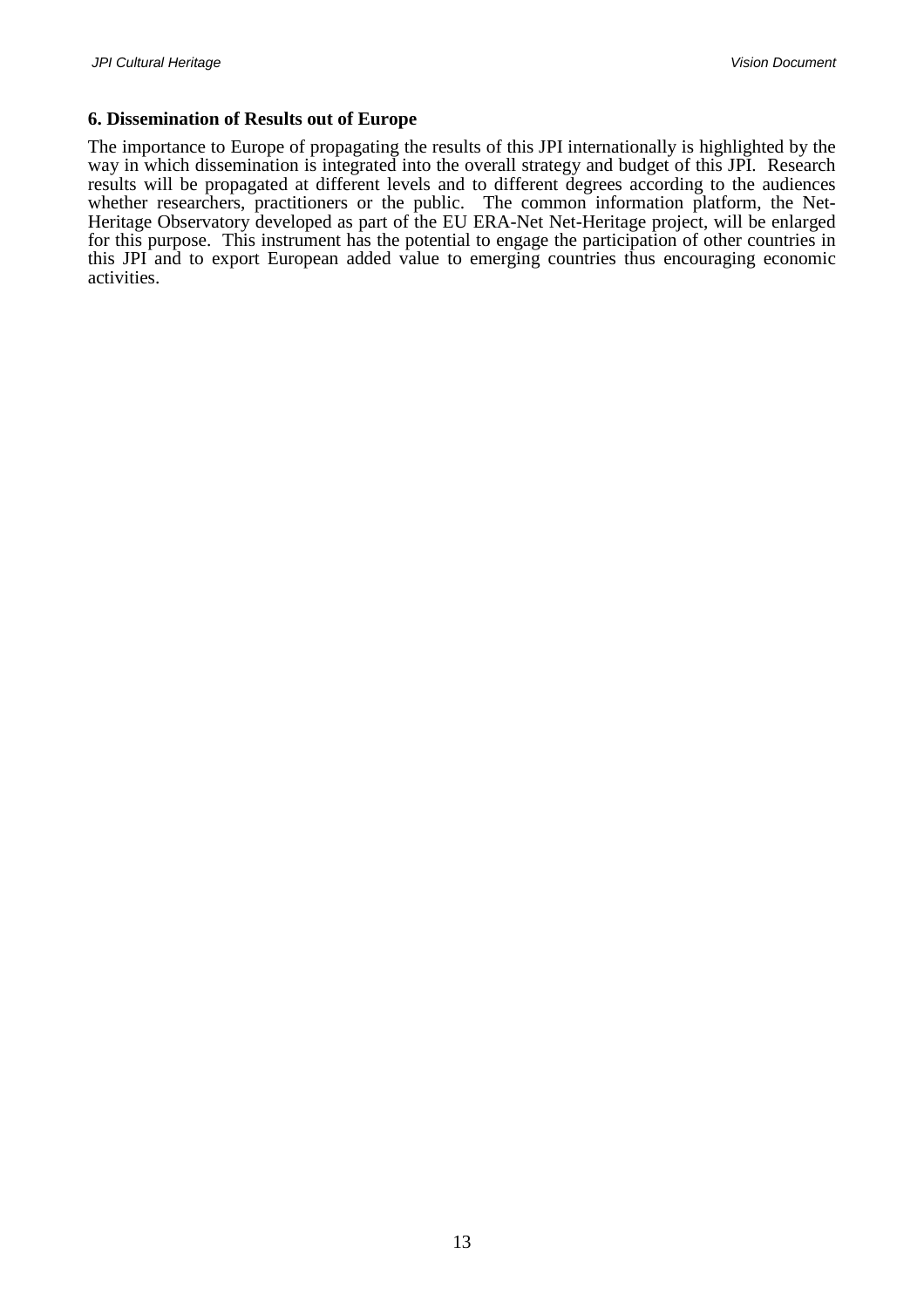## 6. Dissemination of Results out of Europe

The importance to Europe of propagating the results of this JPI internationally is highlighted by the way in which dissemination is integrated into the overall strategy and budget of this JPI. Research results will be propagated at different levels and to different degrees according to the audiences whether researchers, practitioners or the public. The common information platform, the Net-Heritage Observatory developed as part of the EU ERA-Net Net-Heritage project, will be enlarged for this purpose. This instrument has the potential to engage the participation of other countries in this JPI and to export European added value to emerging countries thus encouraging economic activities.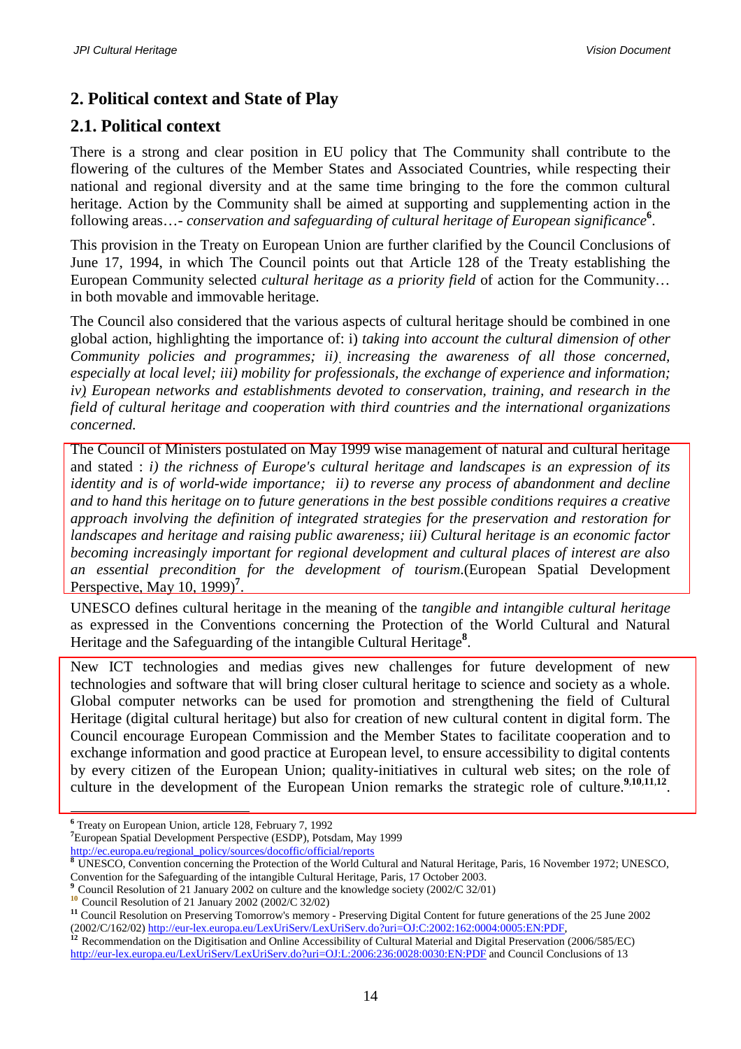## 2. Political context and State of Play

### 2.1. Political context

There is a strong and clear position in EU policy that The Community shall contribute to the flowering of the cultures of the Member States and Associated Countries, while respecting their national and regional diversity and at the same time bringing to the fore the common cultural heritage. Action by the Community shall be aimed at supporting and supplementing action in the following areas…- *conservation and safeguarding of cultural heritage of European significance*[6].

This provision in the Treaty on European Union are further clarified by the Council Conclusions of June 17, 1994, in which The Council points out that Article 128 of the Treaty establishing the European Community selected *cultural heritage as a priority field* of action for the Community… in both movable and immovable heritage.

The Council also considered that the various aspects of cultural heritage should be combined in one global action, highlighting the importance of: i) *taking into account the cultural dimension of other Community policies and programmes; ii) increasing the awareness of all those concerned, especially at local level; iii) mobility for professionals, the exchange of experience and information; iv) European networks and establishments devoted to conservation, training, and research in the field of cultural heritage and cooperation with third countries and the international organizations concerned.*

The Council of Ministers postulated on May 1999 wise management of natural and cultural heritage and stated : *i) the richness of Europe's cultural heritage and landscapes is an expression of its identity and is of world-wide importance; ii) to reverse any process of abandonment and decline and to hand this heritage on to future generations in the best possible conditions requires a creative approach involving the definition of integrated strategies for the preservation and restoration for landscapes and heritage and raising public awareness; iii) Cultural heritage is an economic factor becoming increasingly important for regional development and cultural places of interest are also an essential precondition for the development of tourism.*(European Spatial Development Perspective, May 10, 1999)[7].

UNESCO defines cultural heritage in the meaning of the *tangible and intangible cultural heritage* as expressed in the Conventions concerning the Protection of the World Cultural and Natural Heritage and the Safeguarding of the intangible Cultural Heritage[8].

New ICT technologies and medias gives new challenges for future development of new technologies and software that will bring closer cultural heritage to science and society as a whole. Global computer networks can be used for promotion and strengthening the field of Cultural Heritage (digital cultural heritage) but also for creation of new cultural content in digital form. The Council encourage European Commission and the Member States to facilitate cooperation and to exchange information and good practice at European level, to ensure accessibility to digital contents by every citizen of the European Union; quality-initiatives in cultural web sites; on the role of culture in the development of the European Union remarks the strategic role of culture.[9,10,11,12].

---

[6] Treaty on European Union, article 128, February 7, 1992

[7] European Spatial Development Perspective (ESDP), Potsdam, May 1999 http://ec.europa.eu/regional_policy/sources/docoffic/official/reports

[8] UNESCO, Convention concerning the Protection of the World Cultural and Natural Heritage, Paris, 16 November 1972; UNESCO, Convention for the Safeguarding of the intangible Cultural Heritage, Paris, 17 October 2003.

[9] Council Resolution of 21 January 2002 on culture and the knowledge society (2002/C 32/01)

[10] Council Resolution of 21 January 2002 (2002/C 32/02)

[11] Council Resolution on Preserving Tomorrow's memory - Preserving Digital Content for future generations of the 25 June 2002 (2002/C/162/02) http://eur-lex.europa.eu/LexUriServ/LexUriServ.do?uri=OJ:C:2002:162:0004:0005:EN:PDF,

[12] Recommendation on the Digitisation and Online Accessibility of Cultural Material and Digital Preservation (2006/585/EC) http://eur-lex.europa.eu/LexUriServ/LexUriServ.do?uri=OJ:L:2006:236:0028:0030:EN:PDF and Council Conclusions of 13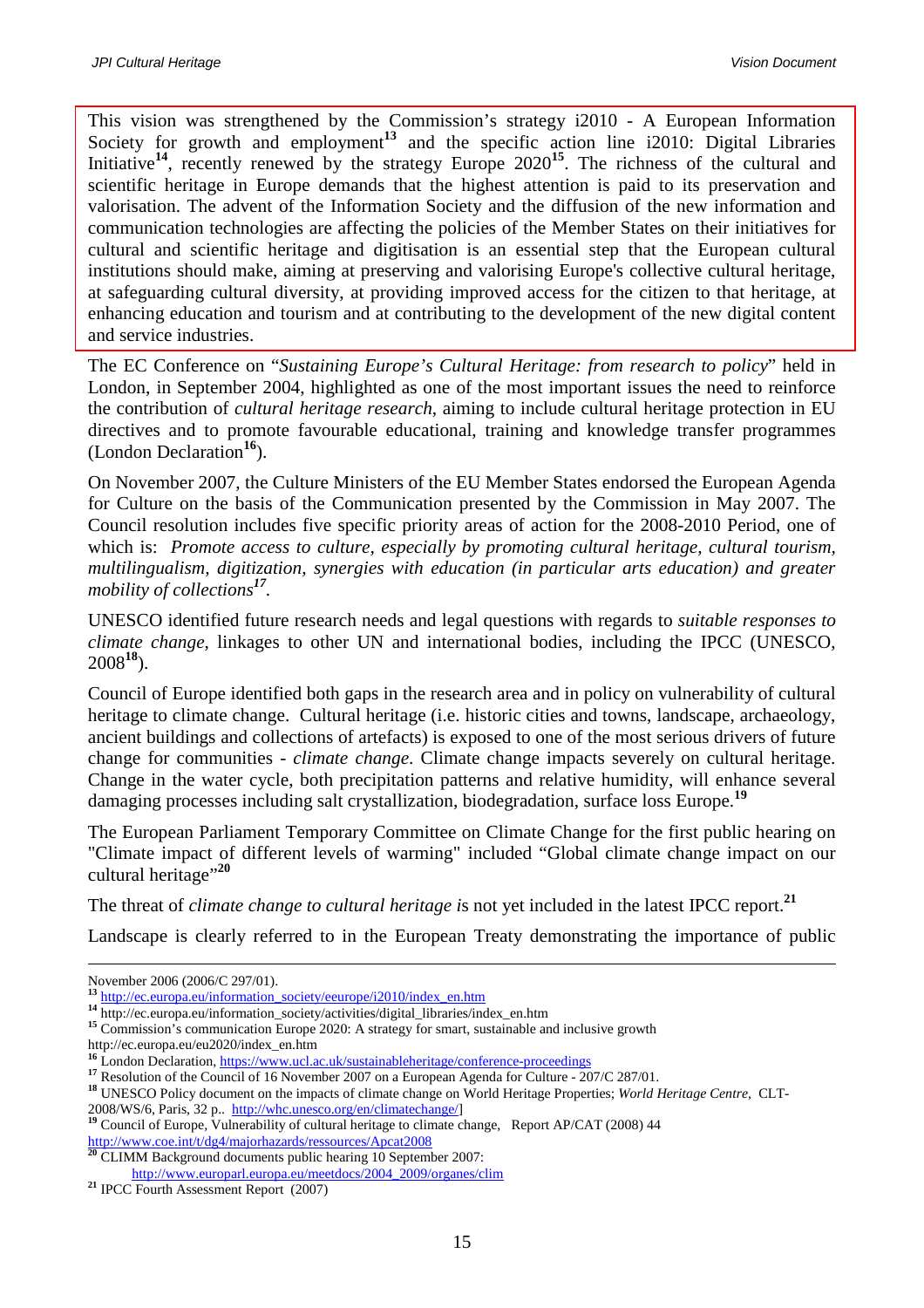This vision was strengthened by the Commission's strategy i2010 - A European Information Society for growth and employment[13] and the specific action line i2010: Digital Libraries Initiative[14], recently renewed by the strategy Europe 2020[15]. The richness of the cultural and scientific heritage in Europe demands that the highest attention is paid to its preservation and valorisation. The advent of the Information Society and the diffusion of the new information and communication technologies are affecting the policies of the Member States on their initiatives for cultural and scientific heritage and digitisation is an essential step that the European cultural institutions should make, aiming at preserving and valorising Europe's collective cultural heritage, at safeguarding cultural diversity, at providing improved access for the citizen to that heritage, at enhancing education and tourism and at contributing to the development of the new digital content and service industries.

The EC Conference on "*Sustaining Europe's Cultural Heritage: from research to policy*" held in London, in September 2004, highlighted as one of the most important issues the need to reinforce the contribution of *cultural heritage research,* aiming to include cultural heritage protection in EU directives and to promote favourable educational, training and knowledge transfer programmes (London Declaration[16]).

On November 2007, the Culture Ministers of the EU Member States endorsed the European Agenda for Culture on the basis of the Communication presented by the Commission in May 2007. The Council resolution includes five specific priority areas of action for the 2008-2010 Period, one of which is: *Promote access to culture, especially by promoting cultural heritage, cultural tourism, multilingualism, digitization, synergies with education (in particular arts education) and greater mobility of collections*[17].

UNESCO identified future research needs and legal questions with regards to *suitable responses to climate change*, linkages to other UN and international bodies, including the IPCC (UNESCO, 2008[18]).

Council of Europe identified both gaps in the research area and in policy on vulnerability of cultural heritage to climate change. Cultural heritage (i.e. historic cities and towns, landscape, archaeology, ancient buildings and collections of artefacts) is exposed to one of the most serious drivers of future change for communities - *climate change*. Climate change impacts severely on cultural heritage. Change in the water cycle, both precipitation patterns and relative humidity, will enhance several damaging processes including salt crystallization, biodegradation, surface loss Europe.[19]

The European Parliament Temporary Committee on Climate Change for the first public hearing on "Climate impact of different levels of warming" included "Global climate change impact on our cultural heritage"[20]

The threat of *climate change to cultural heritage i*s not yet included in the latest IPCC report.[21]

Landscape is clearly referred to in the European Treaty demonstrating the importance of public

---

November 2006 (2006/C 297/01).

[13] http://ec.europa.eu/information_society/eeurope/i2010/index_en.htm

[14] http://ec.europa.eu/information_society/activities/digital_libraries/index_en.htm

[15] Commission's communication Europe 2020: A strategy for smart, sustainable and inclusive growth http://ec.europa.eu/eu2020/index_en.htm

[16] London Declaration, https://www.ucl.ac.uk/sustainableheritage/conference-proceedings

[17] Resolution of the Council of 16 November 2007 on a European Agenda for Culture - 207/C 287/01.

[18] UNESCO Policy document on the impacts of climate change on World Heritage Properties; *World Heritage Centre*, CLT-2008/WS/6, Paris, 32 p.. http://whc.unesco.org/en/climatechange/]

[19] Council of Europe, Vulnerability of cultural heritage to climate change, Report AP/CAT (2008) 44 http://www.coe.int/t/dg4/majorhazards/ressources/Apcat2008

[20] CLIMM Background documents public hearing 10 September 2007: http://www.europarl.europa.eu/meetdocs/2004_2009/organes/clim

[21] IPCC Fourth Assessment Report (2007)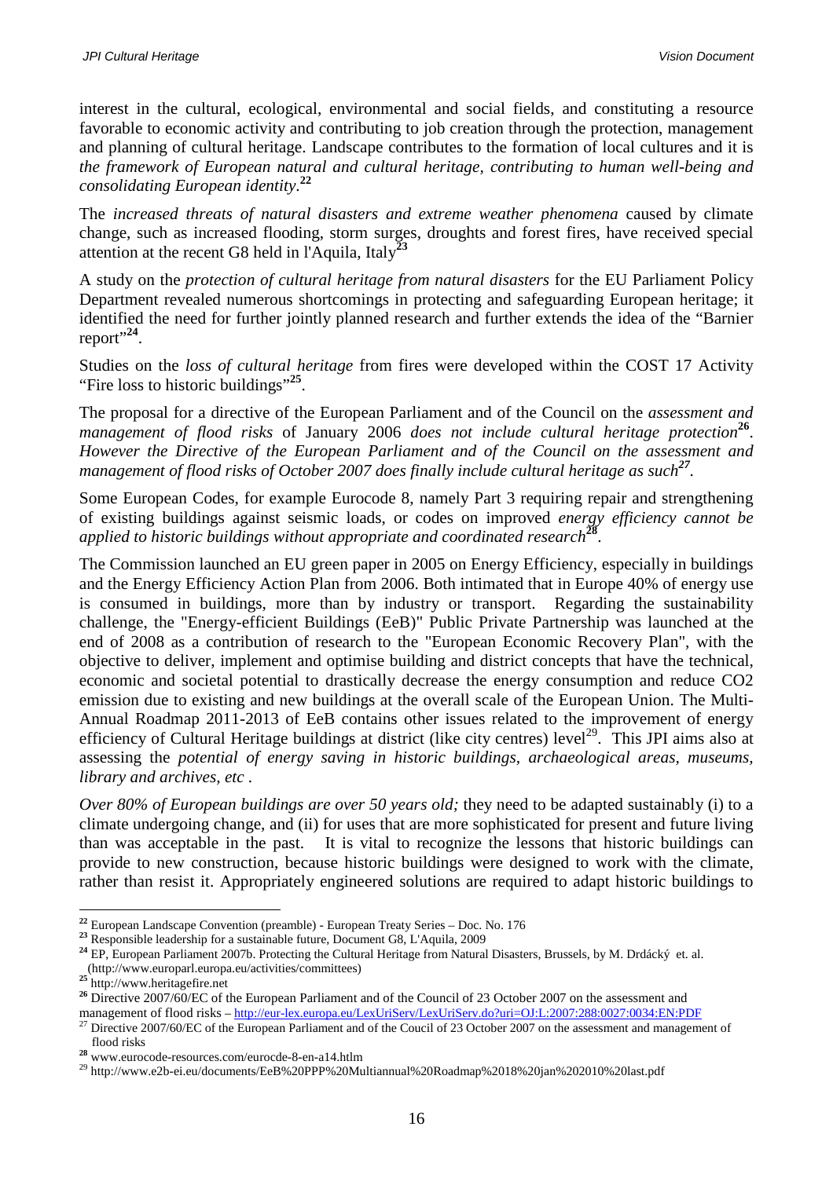interest in the cultural, ecological, environmental and social fields, and constituting a resource favorable to economic activity and contributing to job creation through the protection, management and planning of cultural heritage. Landscape contributes to the formation of local cultures and it is *the framework of European natural and cultural heritage, contributing to human well-being and consolidating European identity*.[22]

The *increased threats of natural disasters and extreme weather phenomena* caused by climate change, such as increased flooding, storm surges, droughts and forest fires, have received special attention at the recent G8 held in l'Aquila, Italy[23]

A study on the *protection of cultural heritage from natural disasters* for the EU Parliament Policy Department revealed numerous shortcomings in protecting and safeguarding European heritage; it identified the need for further jointly planned research and further extends the idea of the "Barnier report"[24].

Studies on the *loss of cultural heritage* from fires were developed within the COST 17 Activity "Fire loss to historic buildings"[25].

The proposal for a directive of the European Parliament and of the Council on the *assessment and management of flood risks* of January 2006 *does not include cultural heritage protection*[26]. *However the Directive of the European Parliament and of the Council on the assessment and management of flood risks of October 2007 does finally include cultural heritage as such*[27].

Some European Codes, for example Eurocode 8, namely Part 3 requiring repair and strengthening of existing buildings against seismic loads, or codes on improved *energy efficiency cannot be applied to historic buildings without appropriate and coordinated research*[28].

The Commission launched an EU green paper in 2005 on Energy Efficiency, especially in buildings and the Energy Efficiency Action Plan from 2006. Both intimated that in Europe 40% of energy use is consumed in buildings, more than by industry or transport. Regarding the sustainability challenge, the "Energy-efficient Buildings (EeB)" Public Private Partnership was launched at the end of 2008 as a contribution of research to the "European Economic Recovery Plan", with the objective to deliver, implement and optimise building and district concepts that have the technical, economic and societal potential to drastically decrease the energy consumption and reduce $CO_2$ emission due to existing and new buildings at the overall scale of the European Union. The Multi-Annual Roadmap 2011-2013 of EeB contains other issues related to the improvement of energy efficiency of Cultural Heritage buildings at district (like city centres) level[29]. This JPI aims also at assessing the *potential of energy saving in historic buildings, archaeological areas, museums, library and archives, etc* .

*Over 80% of European buildings are over 50 years old;* they need to be adapted sustainably (i) to a climate undergoing change, and (ii) for uses that are more sophisticated for present and future living than was acceptable in the past. It is vital to recognize the lessons that historic buildings can provide to new construction, because historic buildings were designed to work with the climate, rather than resist it. Appropriately engineered solutions are required to adapt historic buildings to

---

[22] European Landscape Convention (preamble) - European Treaty Series – Doc. No. 176

[23] Responsible leadership for a sustainable future, Document G8, L'Aquila, 2009

[24] EP, European Parliament 2007b. Protecting the Cultural Heritage from Natural Disasters, Brussels, by M. Drdácký et. al. (http://www.europarl.europa.eu/activities/committees)

[25] http://www.heritagefire.net

[26] Directive 2007/60/EC of the European Parliament and of the Council of 23 October 2007 on the assessment and management of flood risks – http://eur-lex.europa.eu/LexUriServ/LexUriServ.do?uri=OJ:L:2007:288:0027:0034:EN:PDF

[27] Directive 2007/60/EC of the European Parliament and of the Coucil of 23 October 2007 on the assessment and management of flood risks

[28] www.eurocode-resources.com/eurocde-8-en-a14.htlm

[29] http://www.e2b-ei.eu/documents/EeB%20PPP%20Multiannual%20Roadmap%2018%20jan%202010%20last.pdf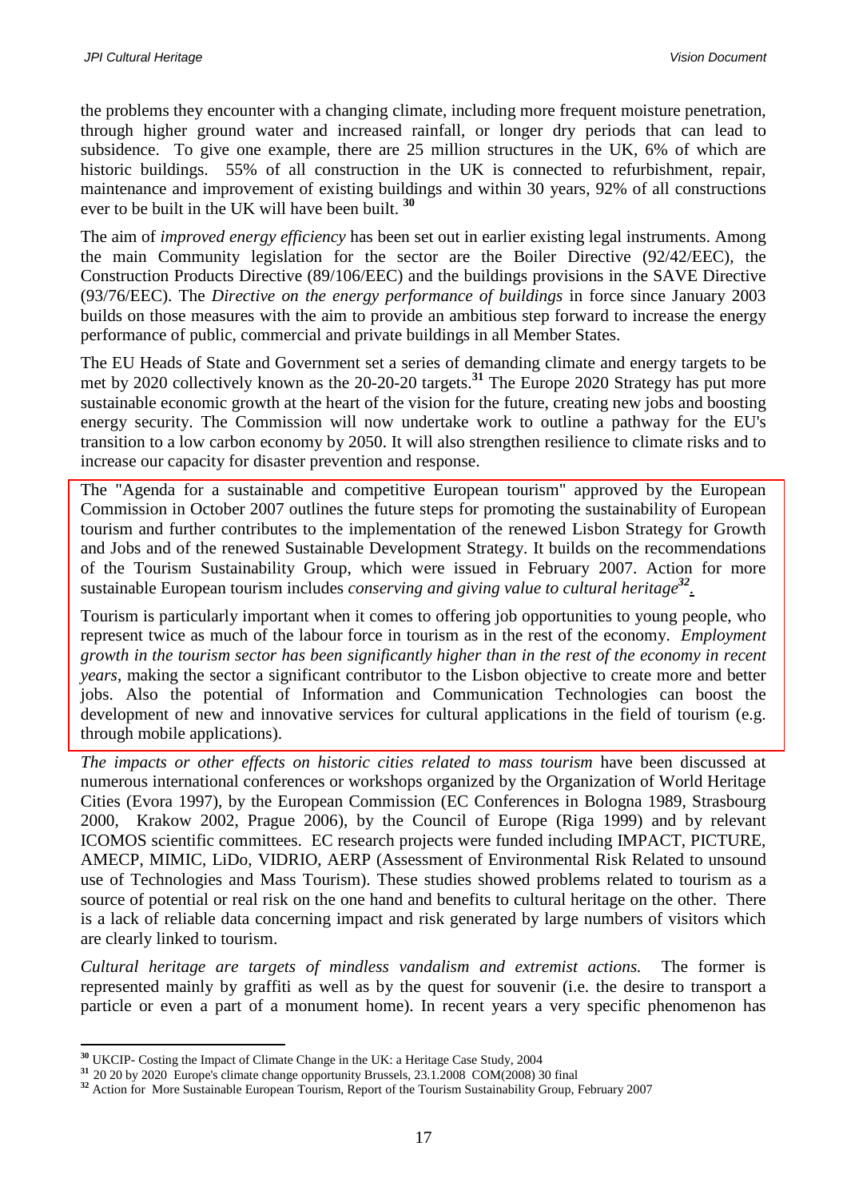the problems they encounter with a changing climate, including more frequent moisture penetration, through higher ground water and increased rainfall, or longer dry periods that can lead to subsidence. To give one example, there are 25 million structures in the UK, 6% of which are historic buildings. 55% of all construction in the UK is connected to refurbishment, repair, maintenance and improvement of existing buildings and within 30 years, 92% of all constructions ever to be built in the UK will have been built. [30]

The aim of *improved energy efficiency* has been set out in earlier existing legal instruments. Among the main Community legislation for the sector are the Boiler Directive (92/42/EEC), the Construction Products Directive (89/106/EEC) and the buildings provisions in the SAVE Directive (93/76/EEC). The *Directive on the energy performance of buildings* in force since January 2003 builds on those measures with the aim to provide an ambitious step forward to increase the energy performance of public, commercial and private buildings in all Member States.

The EU Heads of State and Government set a series of demanding climate and energy targets to be met by 2020 collectively known as the 20-20-20 targets.[31] The Europe 2020 Strategy has put more sustainable economic growth at the heart of the vision for the future, creating new jobs and boosting energy security. The Commission will now undertake work to outline a pathway for the EU's transition to a low carbon economy by 2050. It will also strengthen resilience to climate risks and to increase our capacity for disaster prevention and response.

The "Agenda for a sustainable and competitive European tourism" approved by the European Commission in October 2007 outlines the future steps for promoting the sustainability of European tourism and further contributes to the implementation of the renewed Lisbon Strategy for Growth and Jobs and of the renewed Sustainable Development Strategy. It builds on the recommendations of the Tourism Sustainability Group, which were issued in February 2007. Action for more sustainable European tourism includes *conserving and giving value to cultural heritage*[32].

Tourism is particularly important when it comes to offering job opportunities to young people, who represent twice as much of the labour force in tourism as in the rest of the economy. *Employment growth in the tourism sector has been significantly higher than in the rest of the economy in recent years*, making the sector a significant contributor to the Lisbon objective to create more and better jobs. Also the potential of Information and Communication Technologies can boost the development of new and innovative services for cultural applications in the field of tourism (e.g. through mobile applications).

*The impacts or other effects on historic cities related to mass tourism* have been discussed at numerous international conferences or workshops organized by the Organization of World Heritage Cities (Evora 1997), by the European Commission (EC Conferences in Bologna 1989, Strasbourg 2000, Krakow 2002, Prague 2006), by the Council of Europe (Riga 1999) and by relevant ICOMOS scientific committees. EC research projects were funded including IMPACT, PICTURE, AMECP, MIMIC, LiDo, VIDRIO, AERP (Assessment of Environmental Risk Related to unsound use of Technologies and Mass Tourism). These studies showed problems related to tourism as a source of potential or real risk on the one hand and benefits to cultural heritage on the other. There is a lack of reliable data concerning impact and risk generated by large numbers of visitors which are clearly linked to tourism.

*Cultural heritage are targets of mindless vandalism and extremist actions.* The former is represented mainly by graffiti as well as by the quest for souvenir (i.e. the desire to transport a particle or even a part of a monument home). In recent years a very specific phenomenon has

---

[30] UKCIP- Costing the Impact of Climate Change in the UK: a Heritage Case Study, 2004

[31] 20 20 by 2020 Europe's climate change opportunity Brussels, 23.1.2008 COM(2008) 30 final

[32] Action for More Sustainable European Tourism, Report of the Tourism Sustainability Group, February 2007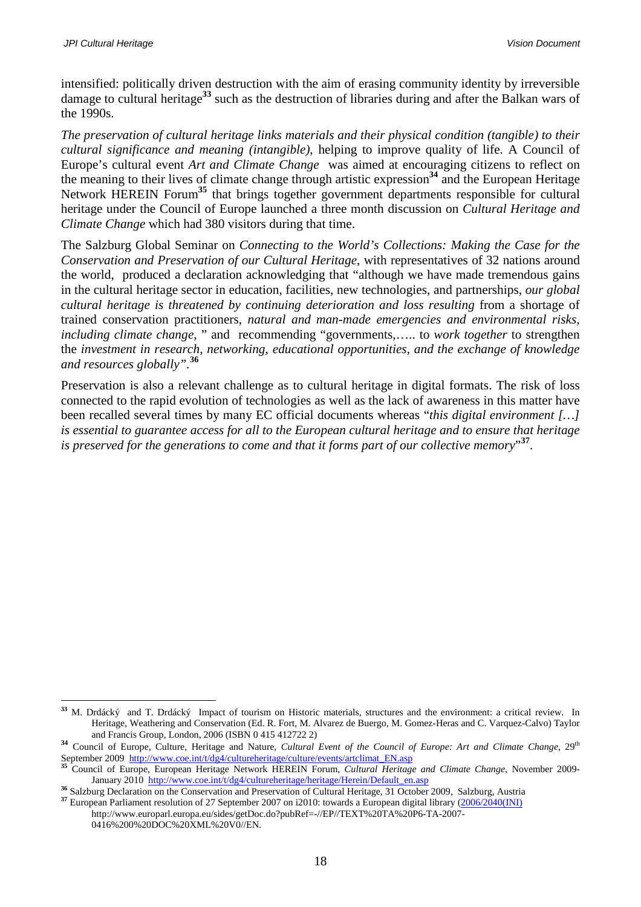intensified: politically driven destruction with the aim of erasing community identity by irreversible damage to cultural heritage[33] such as the destruction of libraries during and after the Balkan wars of the 1990s.

*The preservation of cultural heritage links materials and their physical condition (tangible) to their cultural significance and meaning (intangible),* helping to improve quality of life. A Council of Europe's cultural event *Art and Climate Change* was aimed at encouraging citizens to reflect on the meaning to their lives of climate change through artistic expression[34] and the European Heritage Network HEREIN Forum[35] that brings together government departments responsible for cultural heritage under the Council of Europe launched a three month discussion on *Cultural Heritage and Climate Change* which had 380 visitors during that time.

The Salzburg Global Seminar on *Connecting to the World's Collections: Making the Case for the Conservation and Preservation of our Cultural Heritage*, with representatives of 32 nations around the world, produced a declaration acknowledging that "although we have made tremendous gains in the cultural heritage sector in education, facilities, new technologies, and partnerships, *our global cultural heritage is threatened by continuing deterioration and loss resulting* from a shortage of trained conservation practitioners, *natural and man-made emergencies and environmental risks, including climate change,"* and recommending "governments,….. to *work together* to strengthen the *investment in research, networking, educational opportunities, and the exchange of knowledge and resources globally".*[36]

Preservation is also a relevant challenge as to cultural heritage in digital formats. The risk of loss connected to the rapid evolution of technologies as well as the lack of awareness in this matter have been recalled several times by many EC official documents whereas "*this digital environment […] is essential to guarantee access for all to the European cultural heritage and to ensure that heritage is preserved for the generations to come and that it forms part of our collective memory*"[37].

---

[33] M. Drdácký and T. Drdácký Impact of tourism on Historic materials, structures and the environment: a critical review. In Heritage, Weathering and Conservation (Ed. R. Fort, M. Alvarez de Buergo, M. Gomez-Heras and C. Varquez-Calvo) Taylor and Francis Group, London, 2006 (ISBN 0 415 412722 2)

[34] Council of Europe, Culture, Heritage and Nature, *Cultural Event of the Council of Europe: Art and Climate Change*, 29th September 2009 http://www.coe.int/t/dg4/cultureheritage/culture/events/artclimat_EN.asp

[35] Council of Europe, European Heritage Network HEREIN Forum, *Cultural Heritage and Climate Change*, November 2009-January 2010 http://www.coe.int/t/dg4/cultureheritage/heritage/Herein/Default_en.asp

[36] Salzburg Declaration on the Conservation and Preservation of Cultural Heritage, 31 October 2009, Salzburg, Austria

[37] European Parliament resolution of 27 September 2007 on i2010: towards a European digital library (2006/2040(INI) http://www.europarl.europa.eu/sides/getDoc.do?pubRef=-//EP//TEXT%20TA%20P6-TA-2007-0416%200%20DOC%20XML%20V0//EN.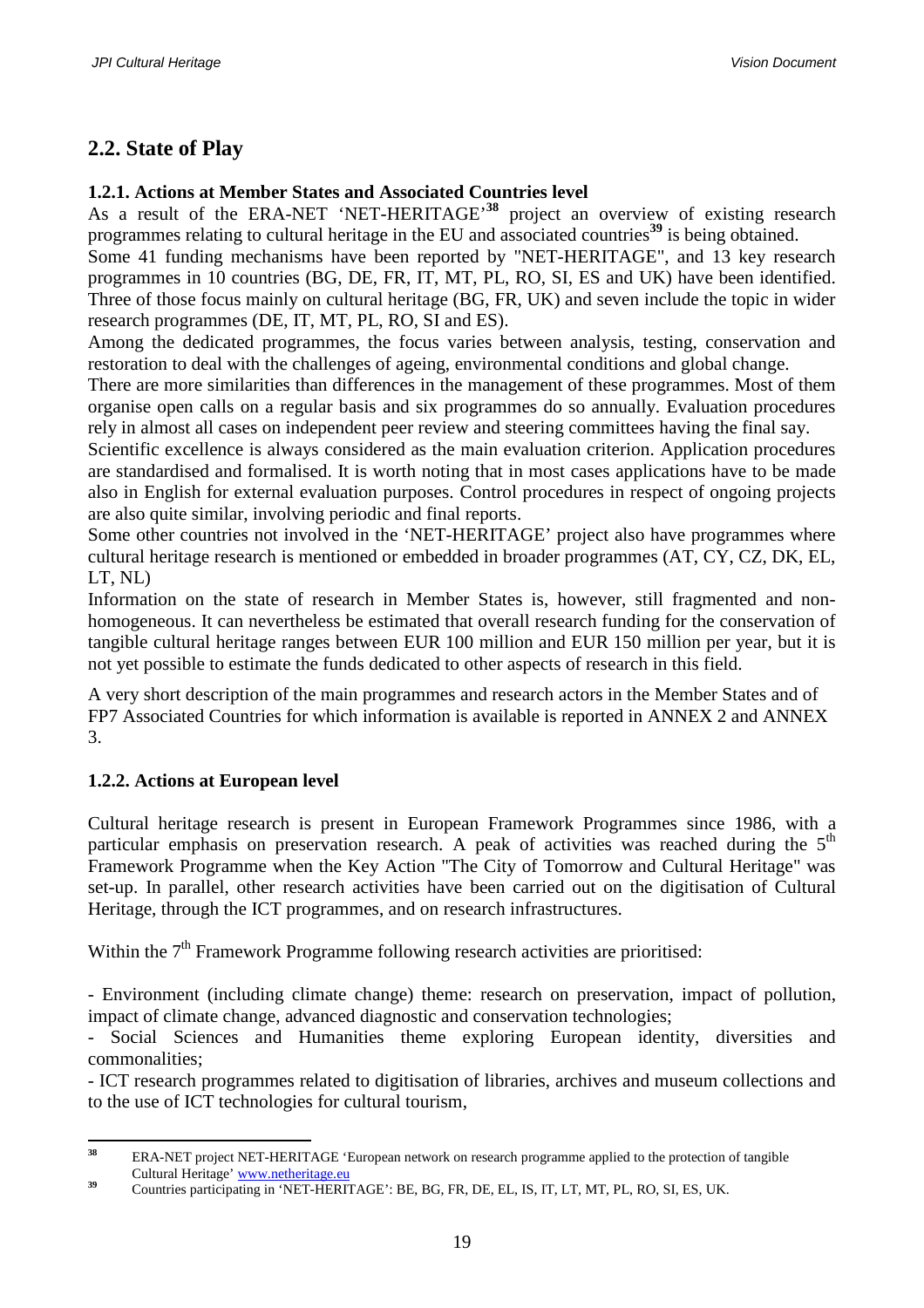## 2.2. State of Play

### 1.2.1. Actions at Member States and Associated Countries level

As a result of the ERA-NET 'NET-HERITAGE'[38] project an overview of existing research programmes relating to cultural heritage in the EU and associated countries[39] is being obtained.

Some 41 funding mechanisms have been reported by "NET-HERITAGE", and 13 key research programmes in 10 countries (BG, DE, FR, IT, MT, PL, RO, SI, ES and UK) have been identified. Three of those focus mainly on cultural heritage (BG, FR, UK) and seven include the topic in wider research programmes (DE, IT, MT, PL, RO, SI and ES).

Among the dedicated programmes, the focus varies between analysis, testing, conservation and restoration to deal with the challenges of ageing, environmental conditions and global change.

There are more similarities than differences in the management of these programmes. Most of them organise open calls on a regular basis and six programmes do so annually. Evaluation procedures rely in almost all cases on independent peer review and steering committees having the final say.

Scientific excellence is always considered as the main evaluation criterion. Application procedures are standardised and formalised. It is worth noting that in most cases applications have to be made also in English for external evaluation purposes. Control procedures in respect of ongoing projects are also quite similar, involving periodic and final reports.

Some other countries not involved in the 'NET-HERITAGE' project also have programmes where cultural heritage research is mentioned or embedded in broader programmes (AT, CY, CZ, DK, EL, LT, NL)

Information on the state of research in Member States is, however, still fragmented and non-homogeneous. It can nevertheless be estimated that overall research funding for the conservation of tangible cultural heritage ranges between EUR 100 million and EUR 150 million per year, but it is not yet possible to estimate the funds dedicated to other aspects of research in this field.

A very short description of the main programmes and research actors in the Member States and of FP7 Associated Countries for which information is available is reported in ANNEX 2 and ANNEX 3.

### 1.2.2. Actions at European level

Cultural heritage research is present in European Framework Programmes since 1986, with a particular emphasis on preservation research. A peak of activities was reached during the 5th Framework Programme when the Key Action "The City of Tomorrow and Cultural Heritage" was set-up. In parallel, other research activities have been carried out on the digitisation of Cultural Heritage, through the ICT programmes, and on research infrastructures.

Within the 7th Framework Programme following research activities are prioritised:

- Environment (including climate change) theme: research on preservation, impact of pollution, impact of climate change, advanced diagnostic and conservation technologies;
- Social Sciences and Humanities theme exploring European identity, diversities and commonalities;
- ICT research programmes related to digitisation of libraries, archives and museum collections and to the use of ICT technologies for cultural tourism,

---

[38] ERA-NET project NET-HERITAGE 'European network on research programme applied to the protection of tangible Cultural Heritage' www.netheritage.eu

[39] Countries participating in 'NET-HERITAGE': BE, BG, FR, DE, EL, IS, IT, LT, MT, PL, RO, SI, ES, UK.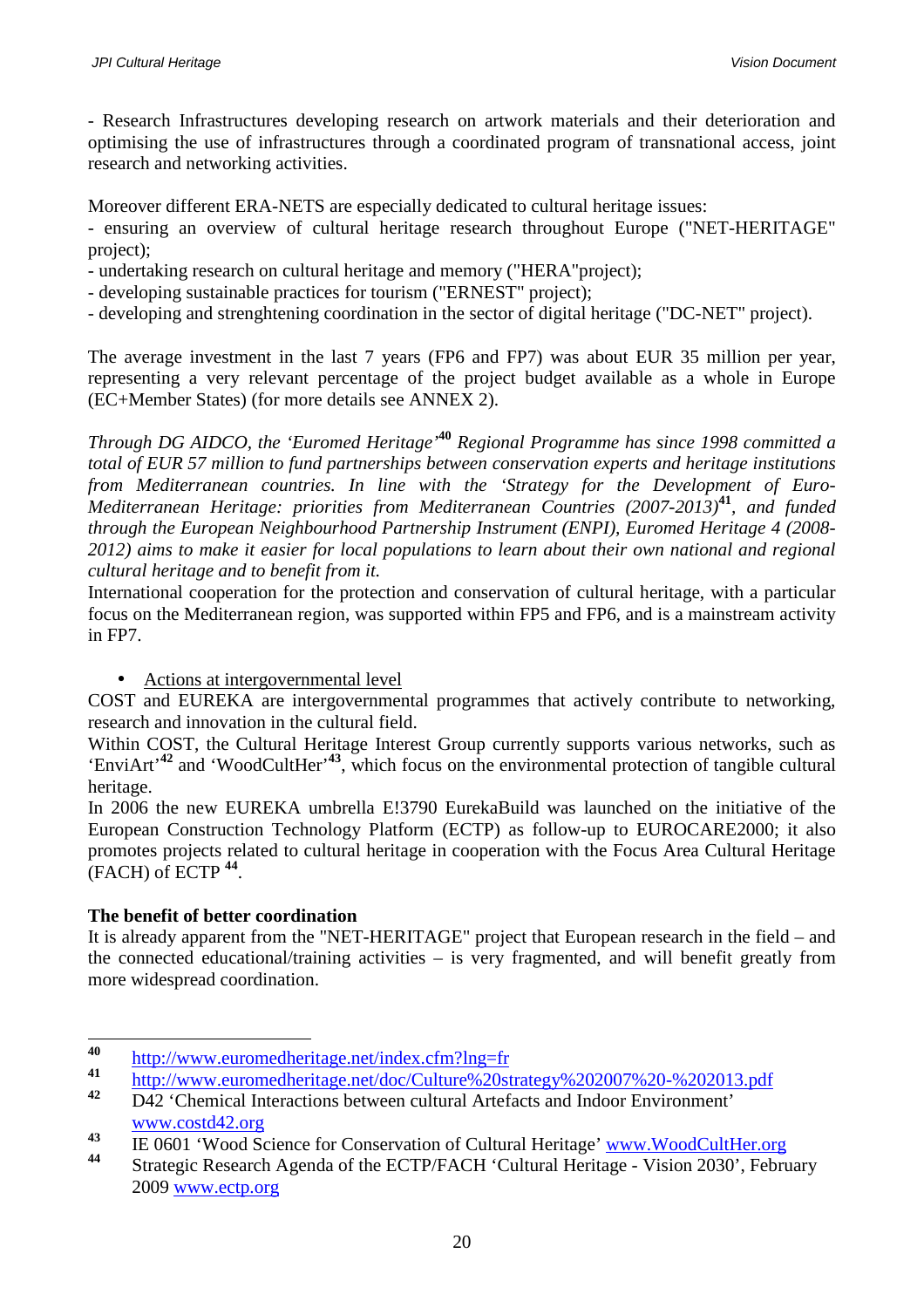- Research Infrastructures developing research on artwork materials and their deterioration and optimising the use of infrastructures through a coordinated program of transnational access, joint research and networking activities.

Moreover different ERA-NETS are especially dedicated to cultural heritage issues:
- ensuring an overview of cultural heritage research throughout Europe ("NET-HERITAGE" project);
- undertaking research on cultural heritage and memory ("HERA"project);
- developing sustainable practices for tourism ("ERNEST" project);
- developing and strenghtening coordination in the sector of digital heritage ("DC-NET" project).

The average investment in the last 7 years (FP6 and FP7) was about EUR 35 million per year, representing a very relevant percentage of the project budget available as a whole in Europe (EC+Member States) (for more details see ANNEX 2).

*Through DG AIDCO, the 'Euromed Heritage'*[40] *Regional Programme has since 1998 committed a total of EUR 57 million to fund partnerships between conservation experts and heritage institutions from Mediterranean countries. In line with the 'Strategy for the Development of Euro-Mediterranean Heritage: priorities from Mediterranean Countries (2007-2013)*[41]*, and funded through the European Neighbourhood Partnership Instrument (ENPI), Euromed Heritage 4 (2008-2012) aims to make it easier for local populations to learn about their own national and regional cultural heritage and to benefit from it.*
International cooperation for the protection and conservation of cultural heritage, with a particular focus on the Mediterranean region, was supported within FP5 and FP6, and is a mainstream activity in FP7.

- Actions at intergovernmental level

COST and EUREKA are intergovernmental programmes that actively contribute to networking, research and innovation in the cultural field.
Within COST, the Cultural Heritage Interest Group currently supports various networks, such as 'EnviArt'[42] and 'WoodCultHer'[43], which focus on the environmental protection of tangible cultural heritage.
In 2006 the new EUREKA umbrella E!3790 EurekaBuild was launched on the initiative of the European Construction Technology Platform (ECTP) as follow-up to EUROCARE2000; it also promotes projects related to cultural heritage in cooperation with the Focus Area Cultural Heritage (FACH) of ECTP [44].

**The benefit of better coordination**
It is already apparent from the "NET-HERITAGE" project that European research in the field – and the connected educational/training activities – is very fragmented, and will benefit greatly from more widespread coordination.

---

[40] http://www.euromedheritage.net/index.cfm?lng=fr
[41] http://www.euromedheritage.net/doc/Culture%20strategy%202007%20-%202013.pdf
[42] D42 'Chemical Interactions between cultural Artefacts and Indoor Environment' www.costd42.org
[43] IE 0601 'Wood Science for Conservation of Cultural Heritage' www.WoodCultHer.org
[44] Strategic Research Agenda of the ECTP/FACH 'Cultural Heritage - Vision 2030', February 2009 www.ectp.org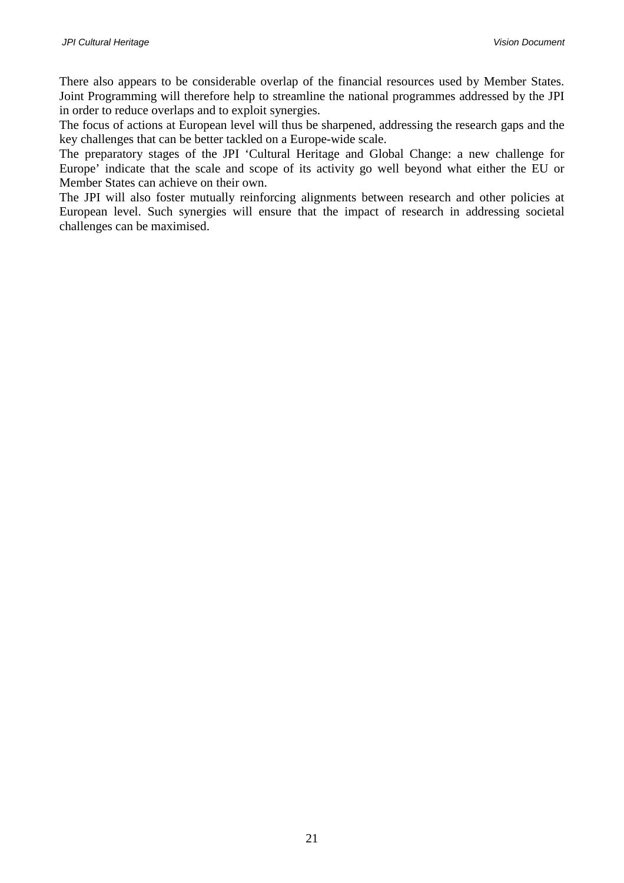There also appears to be considerable overlap of the financial resources used by Member States. Joint Programming will therefore help to streamline the national programmes addressed by the JPI in order to reduce overlaps and to exploit synergies.

The focus of actions at European level will thus be sharpened, addressing the research gaps and the key challenges that can be better tackled on a Europe-wide scale.

The preparatory stages of the JPI 'Cultural Heritage and Global Change: a new challenge for Europe' indicate that the scale and scope of its activity go well beyond what either the EU or Member States can achieve on their own.

The JPI will also foster mutually reinforcing alignments between research and other policies at European level. Such synergies will ensure that the impact of research in addressing societal challenges can be maximised.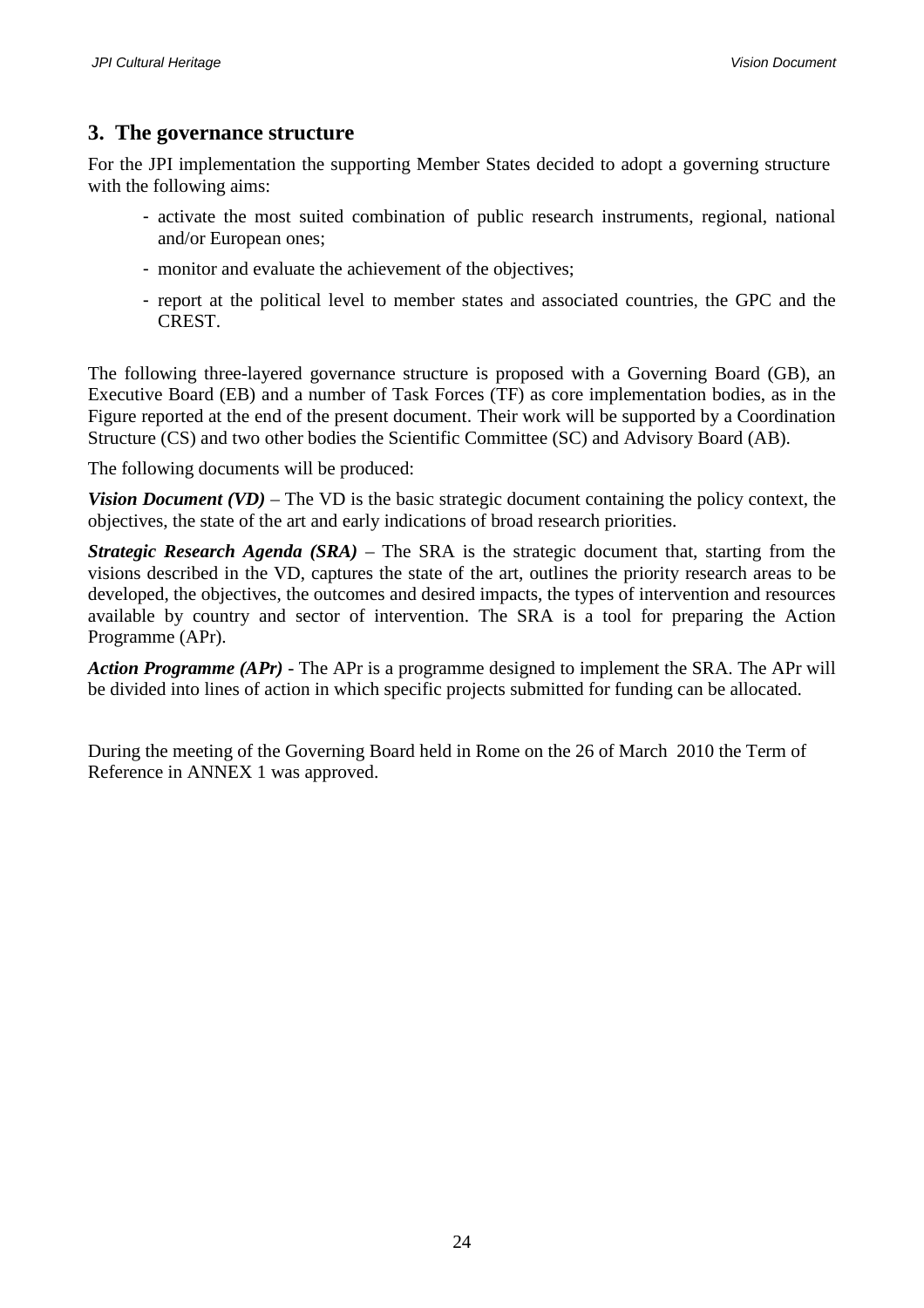## 3. The governance structure

For the JPI implementation the supporting Member States decided to adopt a governing structure with the following aims:

- activate the most suited combination of public research instruments, regional, national and/or European ones;
- monitor and evaluate the achievement of the objectives;
- report at the political level to member states and associated countries, the GPC and the CREST.

The following three-layered governance structure is proposed with a Governing Board (GB), an Executive Board (EB) and a number of Task Forces (TF) as core implementation bodies, as in the Figure reported at the end of the present document. Their work will be supported by a Coordination Structure (CS) and two other bodies the Scientific Committee (SC) and Advisory Board (AB).

The following documents will be produced:

***Vision Document (VD)*** – The VD is the basic strategic document containing the policy context, the objectives, the state of the art and early indications of broad research priorities.

***Strategic Research Agenda (SRA)*** – The SRA is the strategic document that, starting from the visions described in the VD, captures the state of the art, outlines the priority research areas to be developed, the objectives, the outcomes and desired impacts, the types of intervention and resources available by country and sector of intervention. The SRA is a tool for preparing the Action Programme (APr).

***Action Programme (APr)*** - The APr is a programme designed to implement the SRA. The APr will be divided into lines of action in which specific projects submitted for funding can be allocated.

During the meeting of the Governing Board held in Rome on the 26 of March 2010 the Term of Reference in ANNEX 1 was approved.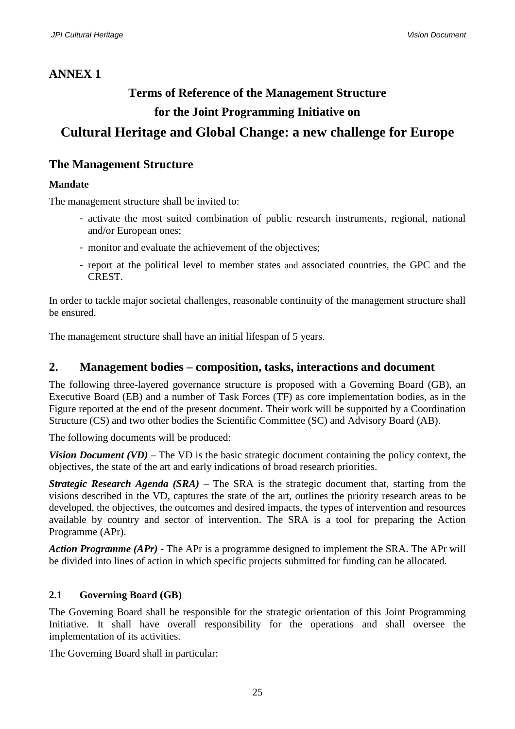# ANNEX 1

## Terms of Reference of the Management Structure

## for the Joint Programming Initiative on

# Cultural Heritage and Global Change: a new challenge for Europe

## The Management Structure

### Mandate

The management structure shall be invited to:

- activate the most suited combination of public research instruments, regional, national and/or European ones;
- monitor and evaluate the achievement of the objectives;
- report at the political level to member states and associated countries, the GPC and the CREST.

In order to tackle major societal challenges, reasonable continuity of the management structure shall be ensured.

The management structure shall have an initial lifespan of 5 years.

## 2. Management bodies – composition, tasks, interactions and document

The following three-layered governance structure is proposed with a Governing Board (GB), an Executive Board (EB) and a number of Task Forces (TF) as core implementation bodies, as in the Figure reported at the end of the present document. Their work will be supported by a Coordination Structure (CS) and two other bodies the Scientific Committee (SC) and Advisory Board (AB).

The following documents will be produced:

***Vision Document (VD)*** – The VD is the basic strategic document containing the policy context, the objectives, the state of the art and early indications of broad research priorities.

***Strategic Research Agenda (SRA)*** – The SRA is the strategic document that, starting from the visions described in the VD, captures the state of the art, outlines the priority research areas to be developed, the objectives, the outcomes and desired impacts, the types of intervention and resources available by country and sector of intervention. The SRA is a tool for preparing the Action Programme (APr).

***Action Programme (APr)*** - The APr is a programme designed to implement the SRA. The APr will be divided into lines of action in which specific projects submitted for funding can be allocated.

### 2.1 Governing Board (GB)

The Governing Board shall be responsible for the strategic orientation of this Joint Programming Initiative. It shall have overall responsibility for the operations and shall oversee the implementation of its activities.

The Governing Board shall in particular: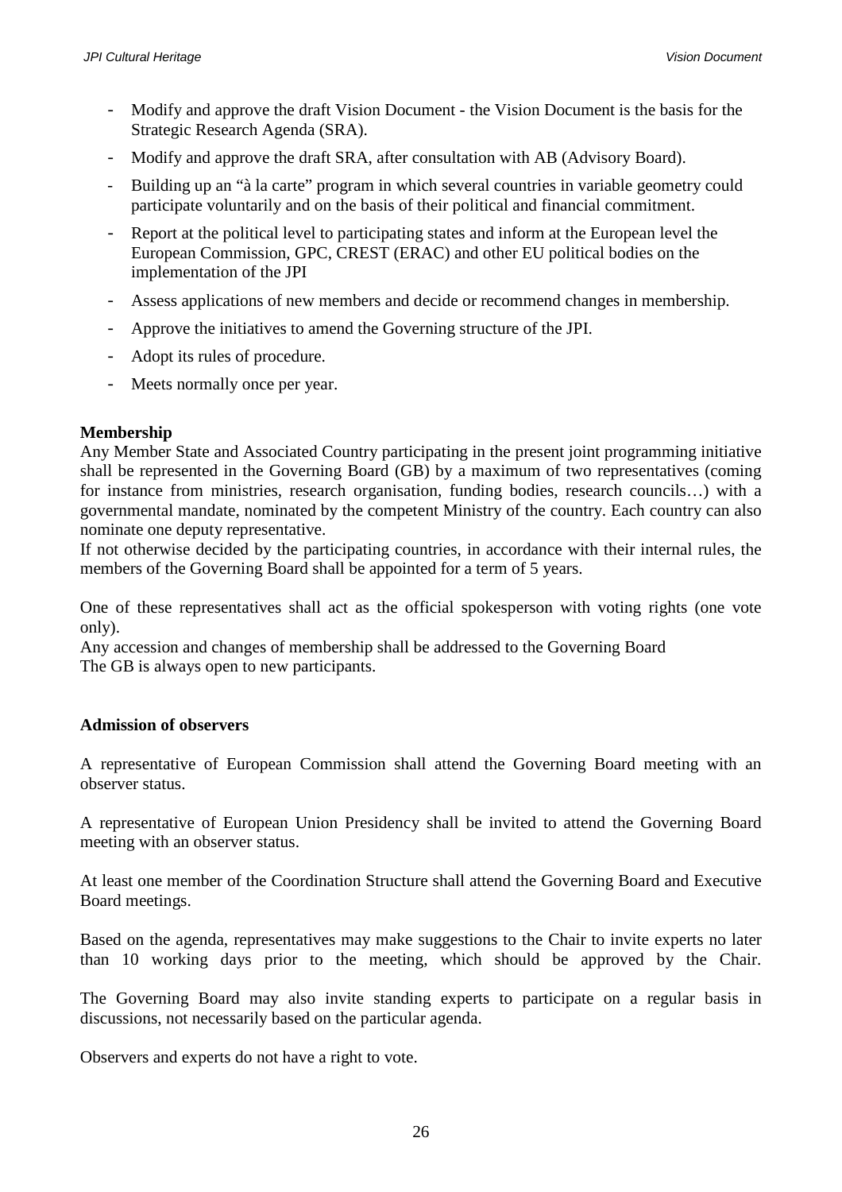- Modify and approve the draft Vision Document - the Vision Document is the basis for the Strategic Research Agenda (SRA).
- Modify and approve the draft SRA, after consultation with AB (Advisory Board).
- Building up an “à la carte” program in which several countries in variable geometry could participate voluntarily and on the basis of their political and financial commitment.
- Report at the political level to participating states and inform at the European level the European Commission, GPC, CREST (ERAC) and other EU political bodies on the implementation of the JPI
- Assess applications of new members and decide or recommend changes in membership.
- Approve the initiatives to amend the Governing structure of the JPI.
- Adopt its rules of procedure.
- Meets normally once per year.

**Membership**

Any Member State and Associated Country participating in the present joint programming initiative shall be represented in the Governing Board (GB) by a maximum of two representatives (coming for instance from ministries, research organisation, funding bodies, research councils…) with a governmental mandate, nominated by the competent Ministry of the country. Each country can also nominate one deputy representative.

If not otherwise decided by the participating countries, in accordance with their internal rules, the members of the Governing Board shall be appointed for a term of 5 years.

One of these representatives shall act as the official spokesperson with voting rights (one vote only).

Any accession and changes of membership shall be addressed to the Governing Board

The GB is always open to new participants.

**Admission of observers**

A representative of European Commission shall attend the Governing Board meeting with an observer status.

A representative of European Union Presidency shall be invited to attend the Governing Board meeting with an observer status.

At least one member of the Coordination Structure shall attend the Governing Board and Executive Board meetings.

Based on the agenda, representatives may make suggestions to the Chair to invite experts no later than 10 working days prior to the meeting, which should be approved by the Chair.

The Governing Board may also invite standing experts to participate on a regular basis in discussions, not necessarily based on the particular agenda.

Observers and experts do not have a right to vote.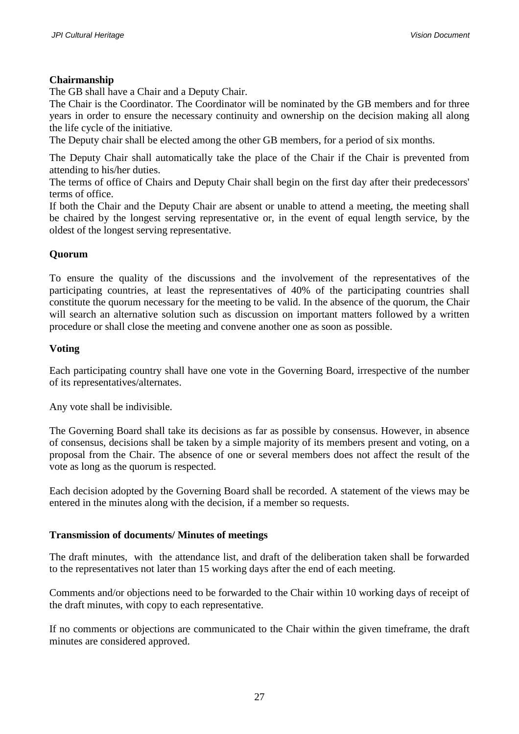**Chairmanship**

The GB shall have a Chair and a Deputy Chair.

The Chair is the Coordinator. The Coordinator will be nominated by the GB members and for three years in order to ensure the necessary continuity and ownership on the decision making all along the life cycle of the initiative.

The Deputy chair shall be elected among the other GB members, for a period of six months.

The Deputy Chair shall automatically take the place of the Chair if the Chair is prevented from attending to his/her duties.

The terms of office of Chairs and Deputy Chair shall begin on the first day after their predecessors' terms of office.

If both the Chair and the Deputy Chair are absent or unable to attend a meeting, the meeting shall be chaired by the longest serving representative or, in the event of equal length service, by the oldest of the longest serving representative.

**Quorum**

To ensure the quality of the discussions and the involvement of the representatives of the participating countries, at least the representatives of 40% of the participating countries shall constitute the quorum necessary for the meeting to be valid. In the absence of the quorum, the Chair will search an alternative solution such as discussion on important matters followed by a written procedure or shall close the meeting and convene another one as soon as possible.

**Voting**

Each participating country shall have one vote in the Governing Board, irrespective of the number of its representatives/alternates.

Any vote shall be indivisible.

The Governing Board shall take its decisions as far as possible by consensus. However, in absence of consensus, decisions shall be taken by a simple majority of its members present and voting, on a proposal from the Chair. The absence of one or several members does not affect the result of the vote as long as the quorum is respected.

Each decision adopted by the Governing Board shall be recorded. A statement of the views may be entered in the minutes along with the decision, if a member so requests.

**Transmission of documents/ Minutes of meetings**

The draft minutes, with the attendance list, and draft of the deliberation taken shall be forwarded to the representatives not later than 15 working days after the end of each meeting.

Comments and/or objections need to be forwarded to the Chair within 10 working days of receipt of the draft minutes, with copy to each representative.

If no comments or objections are communicated to the Chair within the given timeframe, the draft minutes are considered approved.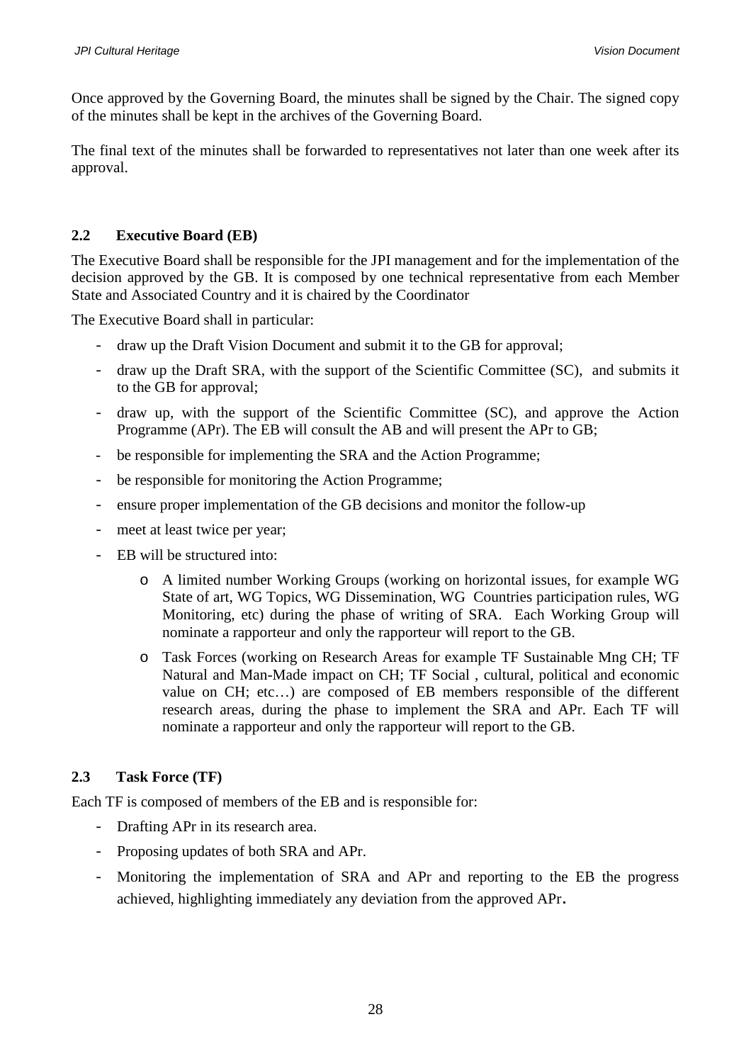Once approved by the Governing Board, the minutes shall be signed by the Chair. The signed copy of the minutes shall be kept in the archives of the Governing Board.

The final text of the minutes shall be forwarded to representatives not later than one week after its approval.

## 2.2 Executive Board (EB)

The Executive Board shall be responsible for the JPI management and for the implementation of the decision approved by the GB. It is composed by one technical representative from each Member State and Associated Country and it is chaired by the Coordinator

The Executive Board shall in particular:

- draw up the Draft Vision Document and submit it to the GB for approval;
- draw up the Draft SRA, with the support of the Scientific Committee (SC), and submits it to the GB for approval;
- draw up, with the support of the Scientific Committee (SC), and approve the Action Programme (APr). The EB will consult the AB and will present the APr to GB;
- be responsible for implementing the SRA and the Action Programme;
- be responsible for monitoring the Action Programme;
- ensure proper implementation of the GB decisions and monitor the follow-up
- meet at least twice per year;
- EB will be structured into:
  - A limited number Working Groups (working on horizontal issues, for example WG State of art, WG Topics, WG Dissemination, WG Countries participation rules, WG Monitoring, etc) during the phase of writing of SRA. Each Working Group will nominate a rapporteur and only the rapporteur will report to the GB.
  - Task Forces (working on Research Areas for example TF Sustainable Mng CH; TF Natural and Man-Made impact on CH; TF Social , cultural, political and economic value on CH; etc…) are composed of EB members responsible of the different research areas, during the phase to implement the SRA and APr. Each TF will nominate a rapporteur and only the rapporteur will report to the GB.

## 2.3 Task Force (TF)

Each TF is composed of members of the EB and is responsible for:

- Drafting APr in its research area.
- Proposing updates of both SRA and APr.
- Monitoring the implementation of SRA and APr and reporting to the EB the progress achieved, highlighting immediately any deviation from the approved APr.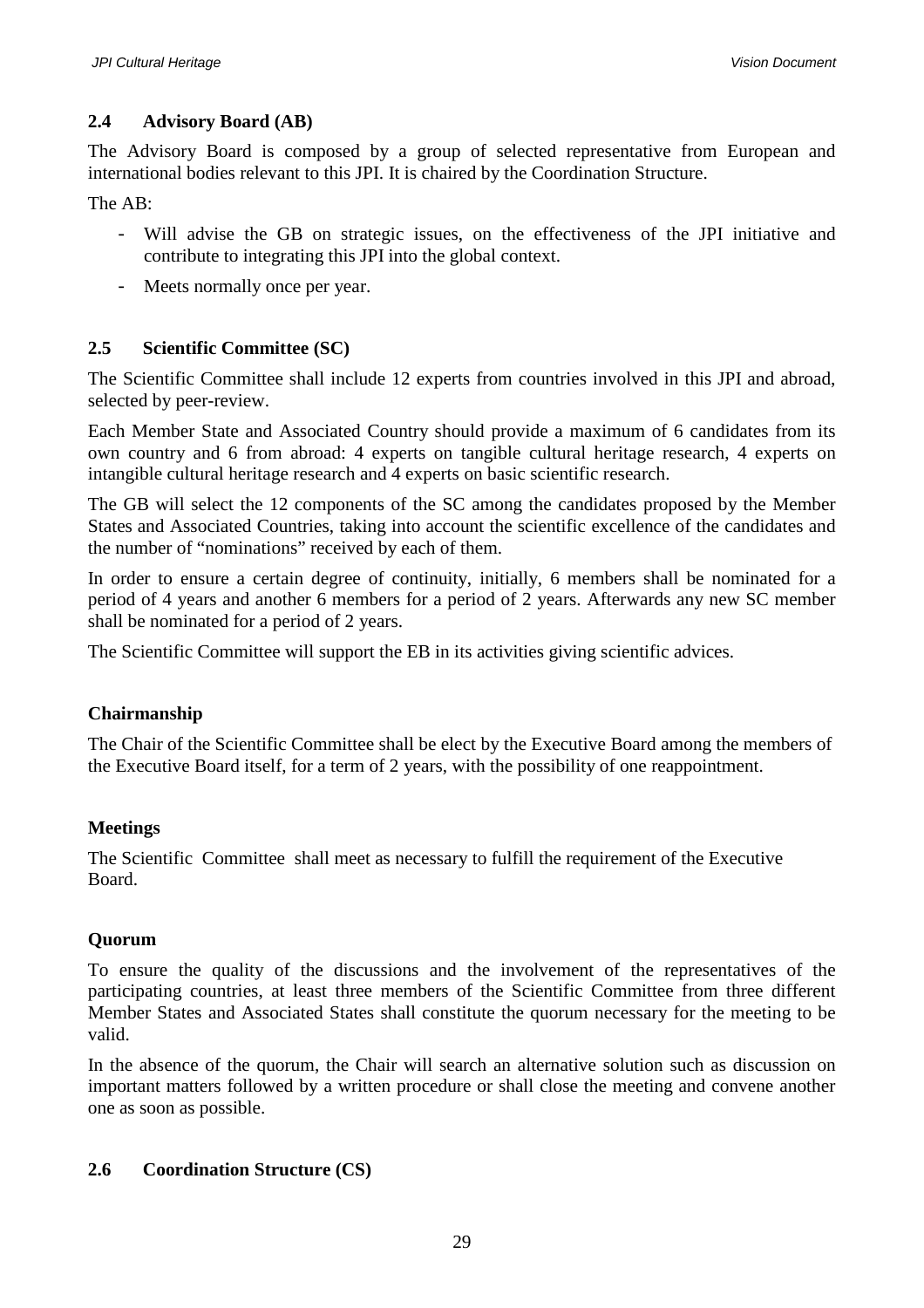## 2.4 Advisory Board (AB)

The Advisory Board is composed by a group of selected representative from European and international bodies relevant to this JPI. It is chaired by the Coordination Structure.

The AB:

- Will advise the GB on strategic issues, on the effectiveness of the JPI initiative and contribute to integrating this JPI into the global context.
- Meets normally once per year.

## 2.5 Scientific Committee (SC)

The Scientific Committee shall include 12 experts from countries involved in this JPI and abroad, selected by peer-review.

Each Member State and Associated Country should provide a maximum of 6 candidates from its own country and 6 from abroad: 4 experts on tangible cultural heritage research, 4 experts on intangible cultural heritage research and 4 experts on basic scientific research.

The GB will select the 12 components of the SC among the candidates proposed by the Member States and Associated Countries, taking into account the scientific excellence of the candidates and the number of "nominations" received by each of them.

In order to ensure a certain degree of continuity, initially, 6 members shall be nominated for a period of 4 years and another 6 members for a period of 2 years. Afterwards any new SC member shall be nominated for a period of 2 years.

The Scientific Committee will support the EB in its activities giving scientific advices.

**Chairmanship**

The Chair of the Scientific Committee shall be elect by the Executive Board among the members of the Executive Board itself, for a term of 2 years, with the possibility of one reappointment.

**Meetings**

The Scientific Committee shall meet as necessary to fulfill the requirement of the Executive Board.

**Quorum**

To ensure the quality of the discussions and the involvement of the representatives of the participating countries, at least three members of the Scientific Committee from three different Member States and Associated States shall constitute the quorum necessary for the meeting to be valid.

In the absence of the quorum, the Chair will search an alternative solution such as discussion on important matters followed by a written procedure or shall close the meeting and convene another one as soon as possible.

## 2.6 Coordination Structure (CS)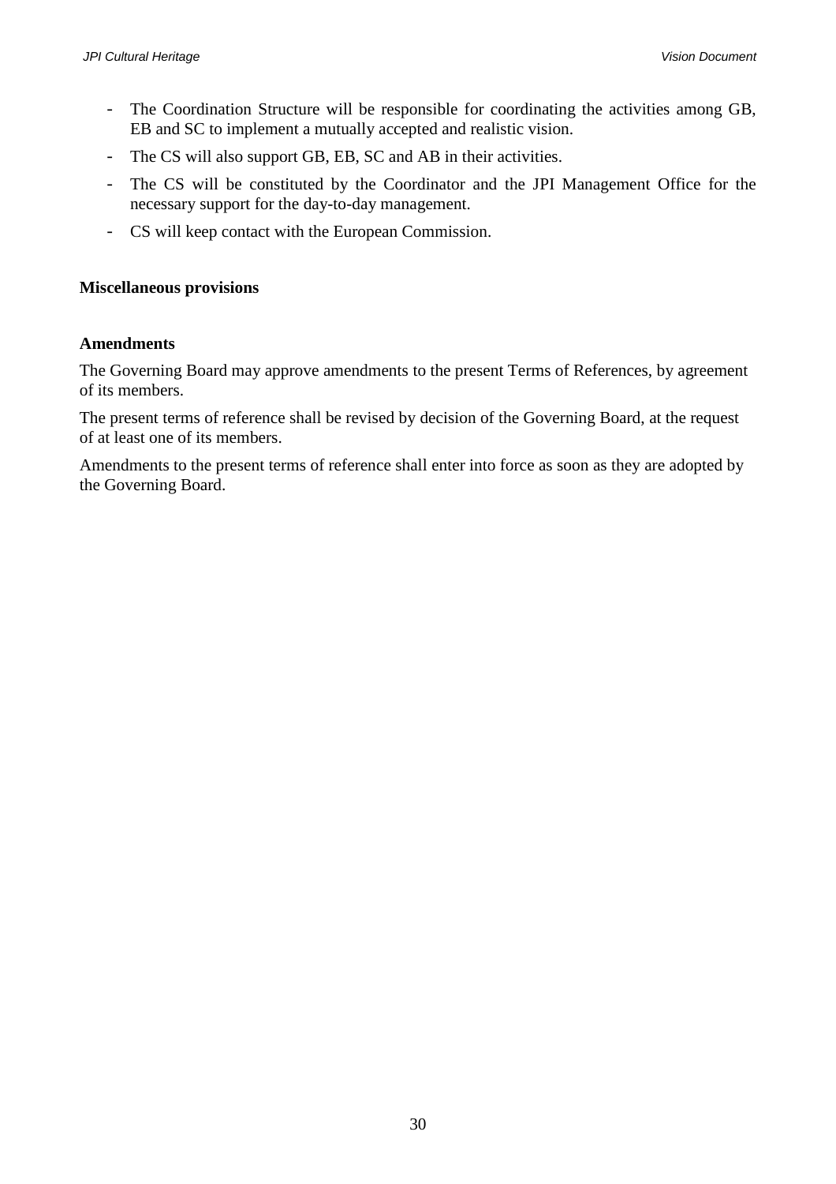- The Coordination Structure will be responsible for coordinating the activities among GB, EB and SC to implement a mutually accepted and realistic vision.
- The CS will also support GB, EB, SC and AB in their activities.
- The CS will be constituted by the Coordinator and the JPI Management Office for the necessary support for the day-to-day management.
- CS will keep contact with the European Commission.

**Miscellaneous provisions**

**Amendments**

The Governing Board may approve amendments to the present Terms of References, by agreement of its members.

The present terms of reference shall be revised by decision of the Governing Board, at the request of at least one of its members.

Amendments to the present terms of reference shall enter into force as soon as they are adopted by the Governing Board.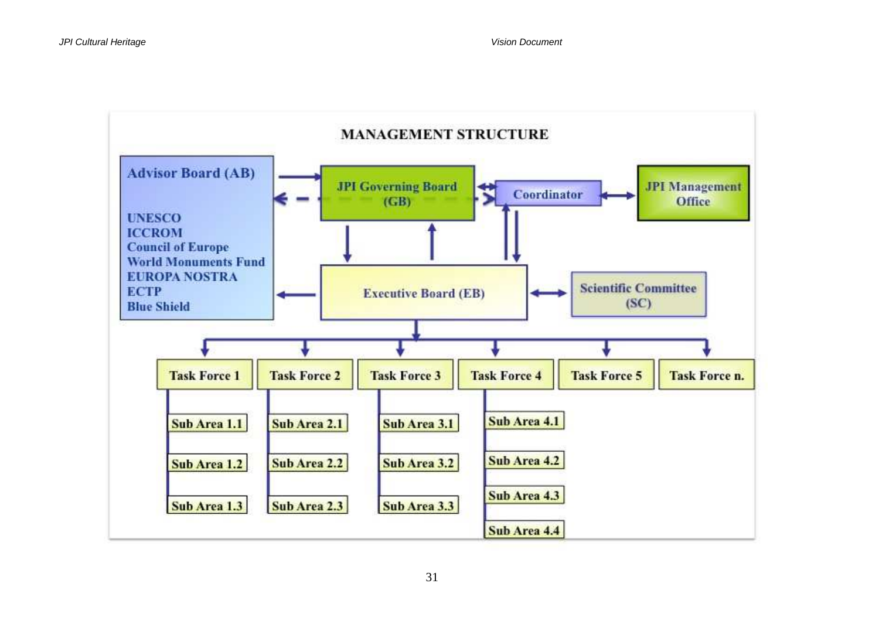**MANAGEMENT STRUCTURE**

**Advisor Board (AB)**

- UNESCO
- ICCROM
- Council of Europe
- World Monuments Fund
- EUROPA NOSTRA
- ECTP
- Blue Shield

**JPI Governing Board (GB)**

**Coordinator**

**JPI Management Office**

**Executive Board (EB)**

**Scientific Committee (SC)**

- **Task Force 1**
  - Sub Area 1.1
  - Sub Area 1.2
  - Sub Area 1.3
- **Task Force 2**
  - Sub Area 2.1
  - Sub Area 2.2
  - Sub Area 2.3
- **Task Force 3**
  - Sub Area 3.1
  - Sub Area 3.2
  - Sub Area 3.3
- **Task Force 4**
  - Sub Area 4.1
  - Sub Area 4.2
  - Sub Area 4.3
  - Sub Area 4.4
- **Task Force 5**
- **Task Force n.**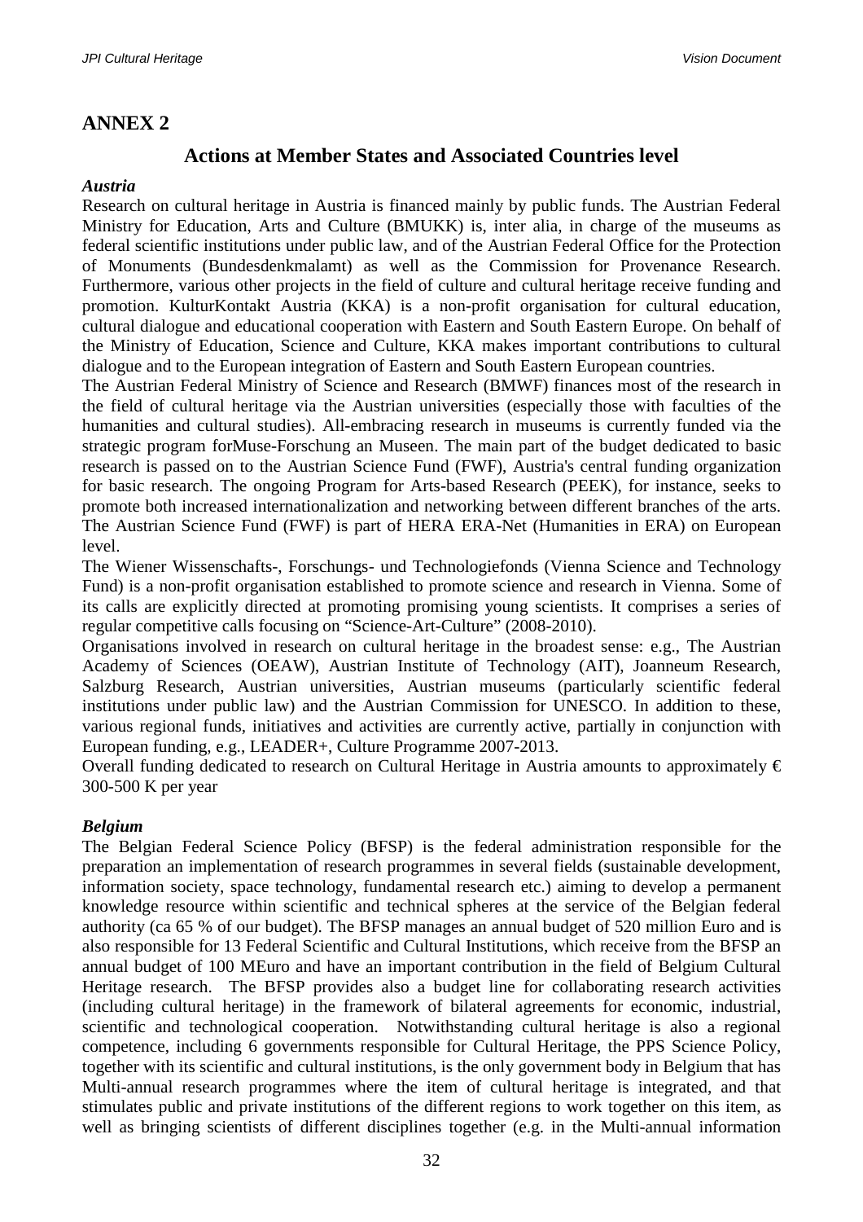# ANNEX 2

## Actions at Member States and Associated Countries level

***Austria***

Research on cultural heritage in Austria is financed mainly by public funds. The Austrian Federal Ministry for Education, Arts and Culture (BMUKK) is, inter alia, in charge of the museums as federal scientific institutions under public law, and of the Austrian Federal Office for the Protection of Monuments (Bundesdenkmalamt) as well as the Commission for Provenance Research. Furthermore, various other projects in the field of culture and cultural heritage receive funding and promotion. KulturKontakt Austria (KKA) is a non-profit organisation for cultural education, cultural dialogue and educational cooperation with Eastern and South Eastern Europe. On behalf of the Ministry of Education, Science and Culture, KKA makes important contributions to cultural dialogue and to the European integration of Eastern and South Eastern European countries.

The Austrian Federal Ministry of Science and Research (BMWF) finances most of the research in the field of cultural heritage via the Austrian universities (especially those with faculties of the humanities and cultural studies). All-embracing research in museums is currently funded via the strategic program forMuse-Forschung an Museen. The main part of the budget dedicated to basic research is passed on to the Austrian Science Fund (FWF), Austria's central funding organization for basic research. The ongoing Program for Arts-based Research (PEEK), for instance, seeks to promote both increased internationalization and networking between different branches of the arts. The Austrian Science Fund (FWF) is part of HERA ERA-Net (Humanities in ERA) on European level.

The Wiener Wissenschafts-, Forschungs- und Technologiefonds (Vienna Science and Technology Fund) is a non-profit organisation established to promote science and research in Vienna. Some of its calls are explicitly directed at promoting promising young scientists. It comprises a series of regular competitive calls focusing on "Science-Art-Culture" (2008-2010).

Organisations involved in research on cultural heritage in the broadest sense: e.g., The Austrian Academy of Sciences (OEAW), Austrian Institute of Technology (AIT), Joanneum Research, Salzburg Research, Austrian universities, Austrian museums (particularly scientific federal institutions under public law) and the Austrian Commission for UNESCO. In addition to these, various regional funds, initiatives and activities are currently active, partially in conjunction with European funding, e.g., LEADER+, Culture Programme 2007-2013.

Overall funding dedicated to research on Cultural Heritage in Austria amounts to approximately € 300-500 K per year

***Belgium***

The Belgian Federal Science Policy (BFSP) is the federal administration responsible for the preparation an implementation of research programmes in several fields (sustainable development, information society, space technology, fundamental research etc.) aiming to develop a permanent knowledge resource within scientific and technical spheres at the service of the Belgian federal authority (ca 65 % of our budget). The BFSP manages an annual budget of 520 million Euro and is also responsible for 13 Federal Scientific and Cultural Institutions, which receive from the BFSP an annual budget of 100 MEuro and have an important contribution in the field of Belgium Cultural Heritage research. The BFSP provides also a budget line for collaborating research activities (including cultural heritage) in the framework of bilateral agreements for economic, industrial, scientific and technological cooperation. Notwithstanding cultural heritage is also a regional competence, including 6 governments responsible for Cultural Heritage, the PPS Science Policy, together with its scientific and cultural institutions, is the only government body in Belgium that has Multi-annual research programmes where the item of cultural heritage is integrated, and that stimulates public and private institutions of the different regions to work together on this item, as well as bringing scientists of different disciplines together (e.g. in the Multi-annual information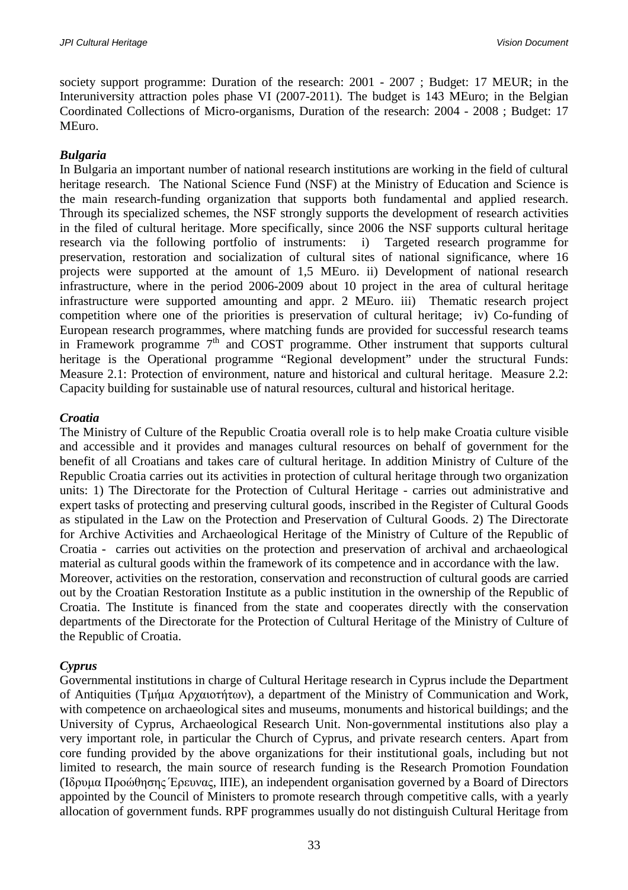society support programme: Duration of the research: 2001 - 2007 ; Budget: 17 MEUR; in the Interuniversity attraction poles phase VI (2007-2011). The budget is 143 MEuro; in the Belgian Coordinated Collections of Micro-organisms, Duration of the research: 2004 - 2008 ; Budget: 17 MEuro.

***Bulgaria***

In Bulgaria an important number of national research institutions are working in the field of cultural heritage research. The National Science Fund (NSF) at the Ministry of Education and Science is the main research-funding organization that supports both fundamental and applied research. Through its specialized schemes, the NSF strongly supports the development of research activities in the filed of cultural heritage. More specifically, since 2006 the NSF supports cultural heritage research via the following portfolio of instruments: i) Targeted research programme for preservation, restoration and socialization of cultural sites of national significance, where 16 projects were supported at the amount of 1,5 MEuro. ii) Development of national research infrastructure, where in the period 2006-2009 about 10 project in the area of cultural heritage infrastructure were supported amounting and appr. 2 MEuro. iii) Thematic research project competition where one of the priorities is preservation of cultural heritage; iv) Co-funding of European research programmes, where matching funds are provided for successful research teams in Framework programme 7th and COST programme. Other instrument that supports cultural heritage is the Operational programme "Regional development" under the structural Funds: Measure 2.1: Protection of environment, nature and historical and cultural heritage. Measure 2.2: Capacity building for sustainable use of natural resources, cultural and historical heritage.

***Croatia***

The Ministry of Culture of the Republic Croatia overall role is to help make Croatia culture visible and accessible and it provides and manages cultural resources on behalf of government for the benefit of all Croatians and takes care of cultural heritage. In addition Ministry of Culture of the Republic Croatia carries out its activities in protection of cultural heritage through two organization units: 1) The Directorate for the Protection of Cultural Heritage - carries out administrative and expert tasks of protecting and preserving cultural goods, inscribed in the Register of Cultural Goods as stipulated in the Law on the Protection and Preservation of Cultural Goods. 2) The Directorate for Archive Activities and Archaeological Heritage of the Ministry of Culture of the Republic of Croatia - carries out activities on the protection and preservation of archival and archaeological material as cultural goods within the framework of its competence and in accordance with the law.
Moreover, activities on the restoration, conservation and reconstruction of cultural goods are carried out by the Croatian Restoration Institute as a public institution in the ownership of the Republic of Croatia. The Institute is financed from the state and cooperates directly with the conservation departments of the Directorate for the Protection of Cultural Heritage of the Ministry of Culture of the Republic of Croatia.

***Cyprus***

Governmental institutions in charge of Cultural Heritage research in Cyprus include the Department of Antiquities (Τμήμα Αρχαιοτήτων), a department of the Ministry of Communication and Work, with competence on archaeological sites and museums, monuments and historical buildings; and the University of Cyprus, Archaeological Research Unit. Non-governmental institutions also play a very important role, in particular the Church of Cyprus, and private research centers. Apart from core funding provided by the above organizations for their institutional goals, including but not limited to research, the main source of research funding is the Research Promotion Foundation (Ίδρυμα Προώθησης Έρευνας, ΙΠΕ), an independent organisation governed by a Board of Directors appointed by the Council of Ministers to promote research through competitive calls, with a yearly allocation of government funds. RPF programmes usually do not distinguish Cultural Heritage from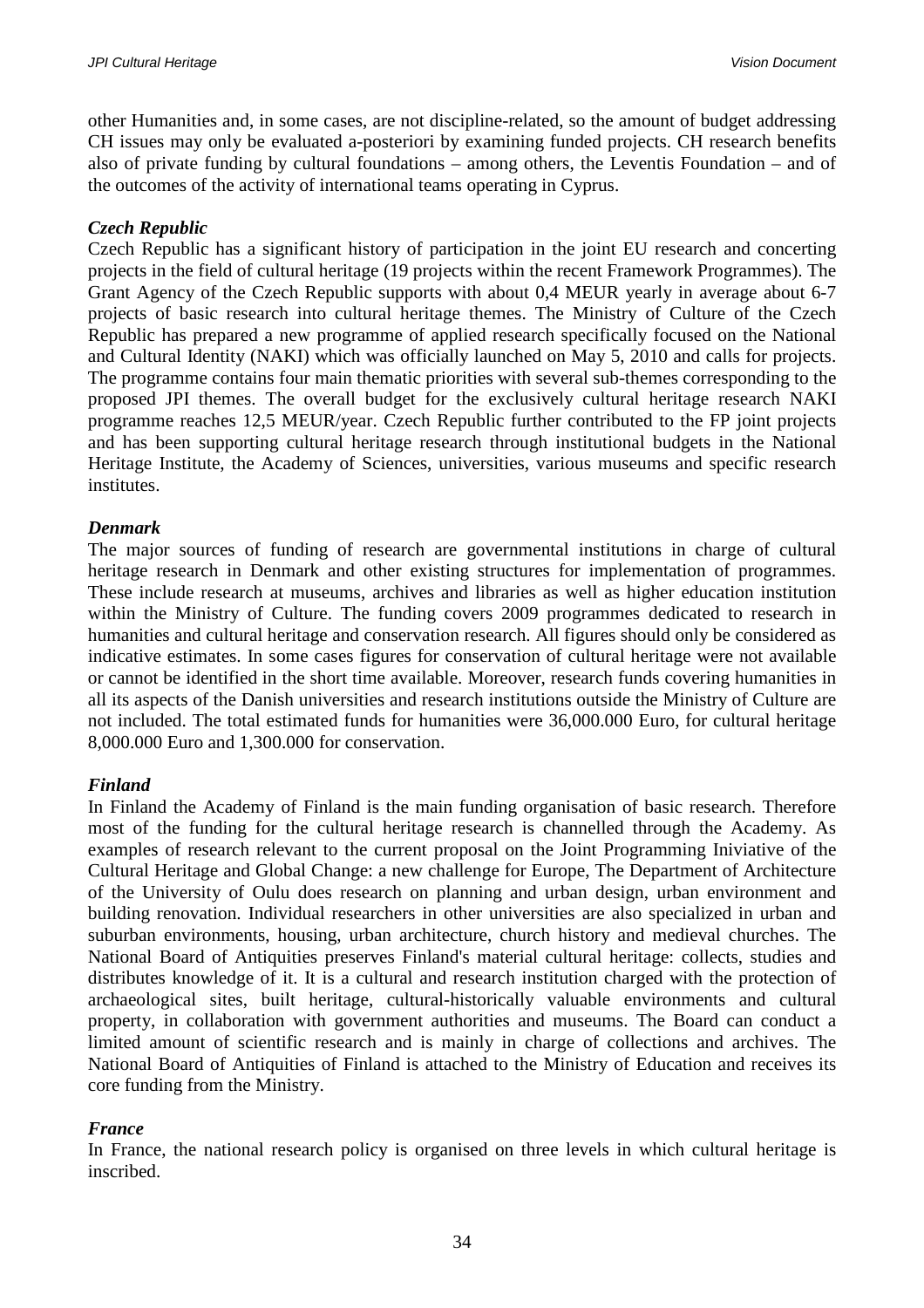other Humanities and, in some cases, are not discipline-related, so the amount of budget addressing CH issues may only be evaluated a-posteriori by examining funded projects. CH research benefits also of private funding by cultural foundations – among others, the Leventis Foundation – and of the outcomes of the activity of international teams operating in Cyprus.

***Czech Republic***

Czech Republic has a significant history of participation in the joint EU research and concerting projects in the field of cultural heritage (19 projects within the recent Framework Programmes). The Grant Agency of the Czech Republic supports with about 0,4 MEUR yearly in average about 6-7 projects of basic research into cultural heritage themes. The Ministry of Culture of the Czech Republic has prepared a new programme of applied research specifically focused on the National and Cultural Identity (NAKI) which was officially launched on May 5, 2010 and calls for projects. The programme contains four main thematic priorities with several sub-themes corresponding to the proposed JPI themes. The overall budget for the exclusively cultural heritage research NAKI programme reaches 12,5 MEUR/year. Czech Republic further contributed to the FP joint projects and has been supporting cultural heritage research through institutional budgets in the National Heritage Institute, the Academy of Sciences, universities, various museums and specific research institutes.

***Denmark***

The major sources of funding of research are governmental institutions in charge of cultural heritage research in Denmark and other existing structures for implementation of programmes. These include research at museums, archives and libraries as well as higher education institution within the Ministry of Culture. The funding covers 2009 programmes dedicated to research in humanities and cultural heritage and conservation research. All figures should only be considered as indicative estimates. In some cases figures for conservation of cultural heritage were not available or cannot be identified in the short time available. Moreover, research funds covering humanities in all its aspects of the Danish universities and research institutions outside the Ministry of Culture are not included. The total estimated funds for humanities were 36,000.000 Euro, for cultural heritage 8,000.000 Euro and 1,300.000 for conservation.

***Finland***

In Finland the Academy of Finland is the main funding organisation of basic research. Therefore most of the funding for the cultural heritage research is channelled through the Academy. As examples of research relevant to the current proposal on the Joint Programming Iniviative of the Cultural Heritage and Global Change: a new challenge for Europe, The Department of Architecture of the University of Oulu does research on planning and urban design, urban environment and building renovation. Individual researchers in other universities are also specialized in urban and suburban environments, housing, urban architecture, church history and medieval churches. The National Board of Antiquities preserves Finland's material cultural heritage: collects, studies and distributes knowledge of it. It is a cultural and research institution charged with the protection of archaeological sites, built heritage, cultural-historically valuable environments and cultural property, in collaboration with government authorities and museums. The Board can conduct a limited amount of scientific research and is mainly in charge of collections and archives. The National Board of Antiquities of Finland is attached to the Ministry of Education and receives its core funding from the Ministry.

***France***

In France, the national research policy is organised on three levels in which cultural heritage is inscribed.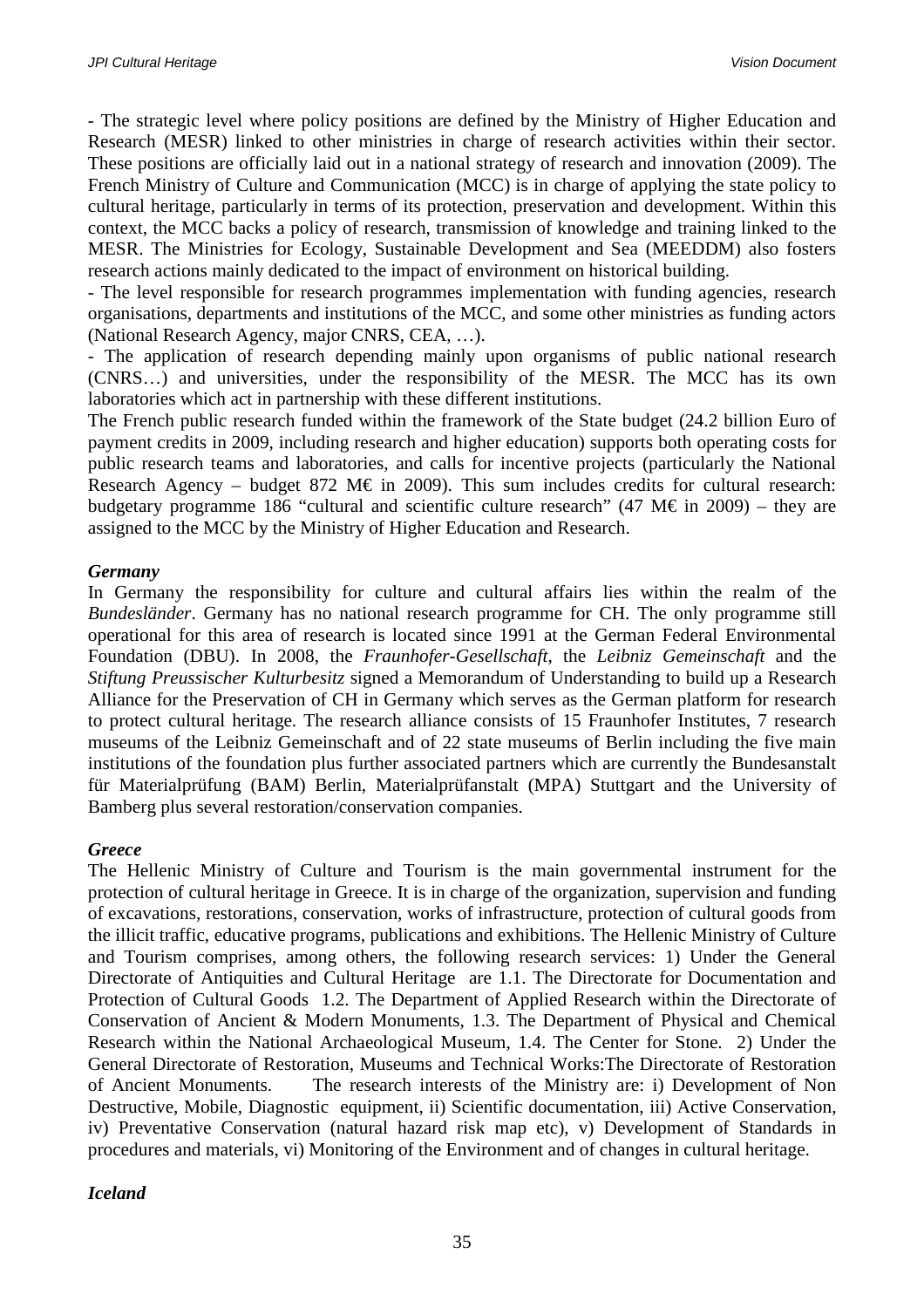- The strategic level where policy positions are defined by the Ministry of Higher Education and Research (MESR) linked to other ministries in charge of research activities within their sector. These positions are officially laid out in a national strategy of research and innovation (2009). The French Ministry of Culture and Communication (MCC) is in charge of applying the state policy to cultural heritage, particularly in terms of its protection, preservation and development. Within this context, the MCC backs a policy of research, transmission of knowledge and training linked to the MESR. The Ministries for Ecology, Sustainable Development and Sea (MEEDDM) also fosters research actions mainly dedicated to the impact of environment on historical building.

- The level responsible for research programmes implementation with funding agencies, research organisations, departments and institutions of the MCC, and some other ministries as funding actors (National Research Agency, major CNRS, CEA, …).

- The application of research depending mainly upon organisms of public national research (CNRS…) and universities, under the responsibility of the MESR. The MCC has its own laboratories which act in partnership with these different institutions.

The French public research funded within the framework of the State budget (24.2 billion Euro of payment credits in 2009, including research and higher education) supports both operating costs for public research teams and laboratories, and calls for incentive projects (particularly the National Research Agency – budget 872 M€ in 2009). This sum includes credits for cultural research: budgetary programme 186 "cultural and scientific culture research" (47 M€ in 2009) – they are assigned to the MCC by the Ministry of Higher Education and Research.

***Germany***

In Germany the responsibility for culture and cultural affairs lies within the realm of the *Bundesländer*. Germany has no national research programme for CH. The only programme still operational for this area of research is located since 1991 at the German Federal Environmental Foundation (DBU). In 2008, the *Fraunhofer-Gesellschaft*, the *Leibniz Gemeinschaft* and the *Stiftung Preussischer Kulturbesitz* signed a Memorandum of Understanding to build up a Research Alliance for the Preservation of CH in Germany which serves as the German platform for research to protect cultural heritage. The research alliance consists of 15 Fraunhofer Institutes, 7 research museums of the Leibniz Gemeinschaft and of 22 state museums of Berlin including the five main institutions of the foundation plus further associated partners which are currently the Bundesanstalt für Materialprüfung (BAM) Berlin, Materialprüfanstalt (MPA) Stuttgart and the University of Bamberg plus several restoration/conservation companies.

***Greece***

The Hellenic Ministry of Culture and Tourism is the main governmental instrument for the protection of cultural heritage in Greece. It is in charge of the organization, supervision and funding of excavations, restorations, conservation, works of infrastructure, protection of cultural goods from the illicit traffic, educative programs, publications and exhibitions. The Hellenic Ministry of Culture and Tourism comprises, among others, the following research services: 1) Under the General Directorate of Antiquities and Cultural Heritage are 1.1. The Directorate for Documentation and Protection of Cultural Goods 1.2. The Department of Applied Research within the Directorate of Conservation of Ancient & Modern Monuments, 1.3. The Department of Physical and Chemical Research within the National Archaeological Museum, 1.4. The Center for Stone. 2) Under the General Directorate of Restoration, Museums and Technical Works:The Directorate of Restoration of Ancient Monuments. The research interests of the Ministry are: i) Development of Non Destructive, Mobile, Diagnostic equipment, ii) Scientific documentation, iii) Active Conservation, iv) Preventative Conservation (natural hazard risk map etc), v) Development of Standards in procedures and materials, vi) Monitoring of the Environment and of changes in cultural heritage.

***Iceland***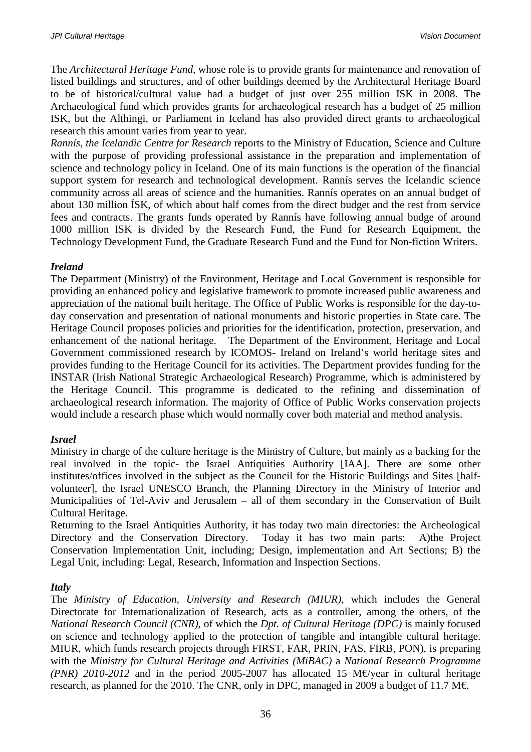The *Architectural Heritage Fund*, whose role is to provide grants for maintenance and renovation of listed buildings and structures, and of other buildings deemed by the Architectural Heritage Board to be of historical/cultural value had a budget of just over 255 million ISK in 2008. The Archaeological fund which provides grants for archaeological research has a budget of 25 million ISK, but the Althingi, or Parliament in Iceland has also provided direct grants to archaeological research this amount varies from year to year.

*Rannís, the Icelandic Centre for Research* reports to the Ministry of Education, Science and Culture with the purpose of providing professional assistance in the preparation and implementation of science and technology policy in Iceland. One of its main functions is the operation of the financial support system for research and technological development. Rannís serves the Icelandic science community across all areas of science and the humanities. Rannís operates on an annual budget of about 130 million ÍSK, of which about half comes from the direct budget and the rest from service fees and contracts. The grants funds operated by Rannís have following annual budge of around 1000 million ISK is divided by the Research Fund, the Fund for Research Equipment, the Technology Development Fund, the Graduate Research Fund and the Fund for Non-fiction Writers.

***Ireland***

The Department (Ministry) of the Environment, Heritage and Local Government is responsible for providing an enhanced policy and legislative framework to promote increased public awareness and appreciation of the national built heritage. The Office of Public Works is responsible for the day-to-day conservation and presentation of national monuments and historic properties in State care. The Heritage Council proposes policies and priorities for the identification, protection, preservation, and enhancement of the national heritage. The Department of the Environment, Heritage and Local Government commissioned research by ICOMOS- Ireland on Ireland's world heritage sites and provides funding to the Heritage Council for its activities. The Department provides funding for the INSTAR (Irish National Strategic Archaeological Research) Programme, which is administered by the Heritage Council. This programme is dedicated to the refining and dissemination of archaeological research information. The majority of Office of Public Works conservation projects would include a research phase which would normally cover both material and method analysis.

***Israel***

Ministry in charge of the culture heritage is the Ministry of Culture, but mainly as a backing for the real involved in the topic- the Israel Antiquities Authority [IAA]. There are some other institutes/offices involved in the subject as the Council for the Historic Buildings and Sites [half-volunteer], the Israel UNESCO Branch, the Planning Directory in the Ministry of Interior and Municipalities of Tel-Aviv and Jerusalem – all of them secondary in the Conservation of Built Cultural Heritage.

Returning to the Israel Antiquities Authority, it has today two main directories: the Archeological Directory and the Conservation Directory. Today it has two main parts: A)the Project Conservation Implementation Unit, including; Design, implementation and Art Sections; B) the Legal Unit, including: Legal, Research, Information and Inspection Sections.

***Italy***

The *Ministry of Education, University and Research (MIUR)*, which includes the General Directorate for Internationalization of Research, acts as a controller, among the others, of the *National Research Council (CNR)*, of which the *Dpt. of Cultural Heritage (DPC)* is mainly focused on science and technology applied to the protection of tangible and intangible cultural heritage. MIUR, which funds research projects through FIRST, FAR, PRIN, FAS, FIRB, PON), is preparing with the *Ministry for Cultural Heritage and Activities (MiBAC)* a *National Research Programme (PNR) 2010-2012* and in the period 2005-2007 has allocated 15 M€/year in cultural heritage research, as planned for the 2010. The CNR, only in DPC, managed in 2009 a budget of 11.7 M€.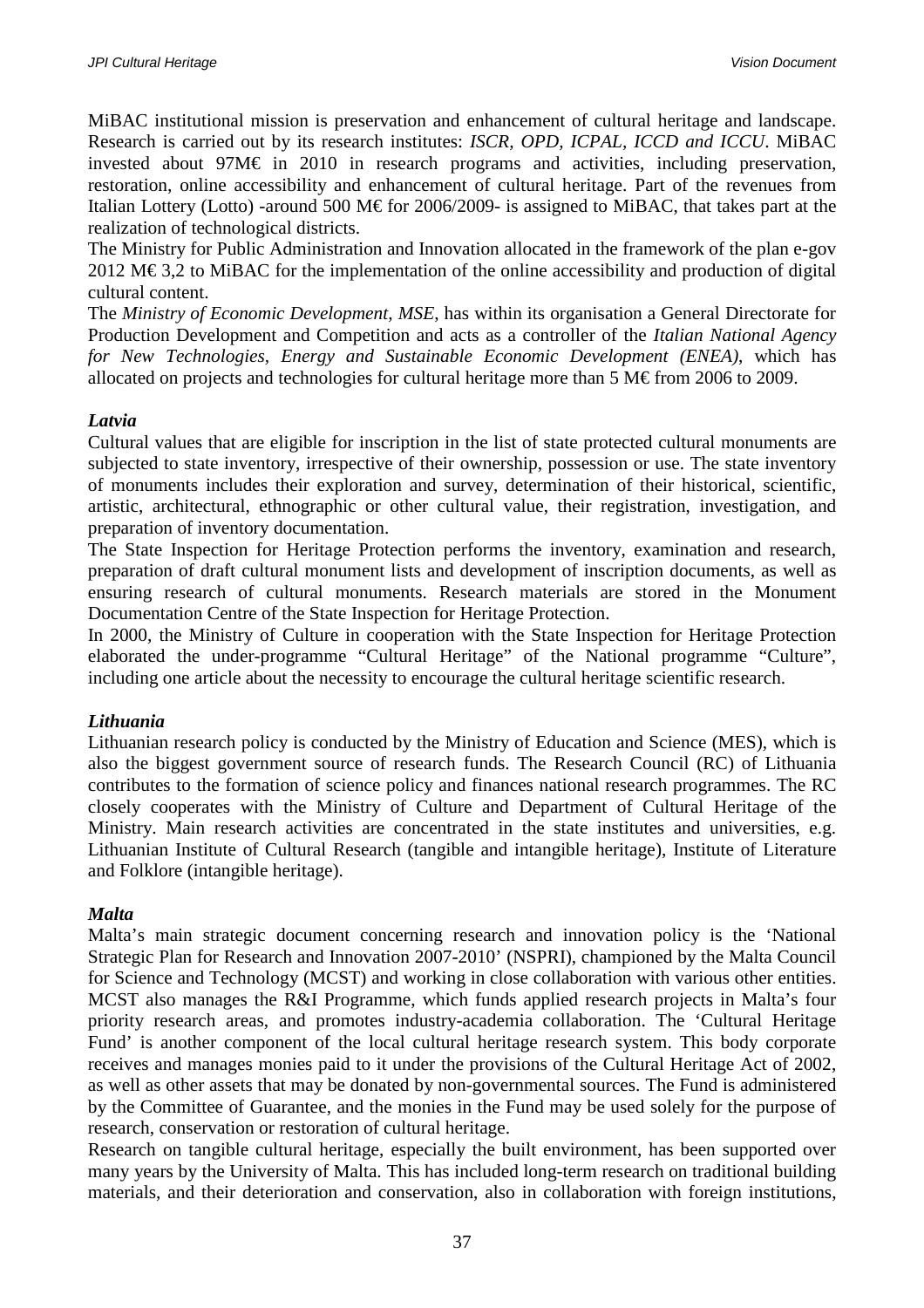MiBAC institutional mission is preservation and enhancement of cultural heritage and landscape. Research is carried out by its research institutes: *ISCR, OPD, ICPAL, ICCD and ICCU*. MiBAC invested about 97M€ in 2010 in research programs and activities, including preservation, restoration, online accessibility and enhancement of cultural heritage. Part of the revenues from Italian Lottery (Lotto) -around 500 M€ for 2006/2009- is assigned to MiBAC, that takes part at the realization of technological districts.
The Ministry for Public Administration and Innovation allocated in the framework of the plan e-gov 2012 M€ 3,2 to MiBAC for the implementation of the online accessibility and production of digital cultural content.
The *Ministry of Economic Development, MSE*, has within its organisation a General Directorate for Production Development and Competition and acts as a controller of the *Italian National Agency for New Technologies, Energy and Sustainable Economic Development (ENEA)*, which has allocated on projects and technologies for cultural heritage more than 5 M€ from 2006 to 2009.

***Latvia***
Cultural values that are eligible for inscription in the list of state protected cultural monuments are subjected to state inventory, irrespective of their ownership, possession or use. The state inventory of monuments includes their exploration and survey, determination of their historical, scientific, artistic, architectural, ethnographic or other cultural value, their registration, investigation, and preparation of inventory documentation.
The State Inspection for Heritage Protection performs the inventory, examination and research, preparation of draft cultural monument lists and development of inscription documents, as well as ensuring research of cultural monuments. Research materials are stored in the Monument Documentation Centre of the State Inspection for Heritage Protection.
In 2000, the Ministry of Culture in cooperation with the State Inspection for Heritage Protection elaborated the under-programme "Cultural Heritage" of the National programme "Culture", including one article about the necessity to encourage the cultural heritage scientific research.

***Lithuania***
Lithuanian research policy is conducted by the Ministry of Education and Science (MES), which is also the biggest government source of research funds. The Research Council (RC) of Lithuania contributes to the formation of science policy and finances national research programmes. The RC closely cooperates with the Ministry of Culture and Department of Cultural Heritage of the Ministry. Main research activities are concentrated in the state institutes and universities, e.g. Lithuanian Institute of Cultural Research (tangible and intangible heritage), Institute of Literature and Folklore (intangible heritage).

***Malta***
Malta's main strategic document concerning research and innovation policy is the 'National Strategic Plan for Research and Innovation 2007-2010' (NSPRI), championed by the Malta Council for Science and Technology (MCST) and working in close collaboration with various other entities. MCST also manages the R&I Programme, which funds applied research projects in Malta's four priority research areas, and promotes industry-academia collaboration. The 'Cultural Heritage Fund' is another component of the local cultural heritage research system. This body corporate receives and manages monies paid to it under the provisions of the Cultural Heritage Act of 2002, as well as other assets that may be donated by non-governmental sources. The Fund is administered by the Committee of Guarantee, and the monies in the Fund may be used solely for the purpose of research, conservation or restoration of cultural heritage.
Research on tangible cultural heritage, especially the built environment, has been supported over many years by the University of Malta. This has included long-term research on traditional building materials, and their deterioration and conservation, also in collaboration with foreign institutions,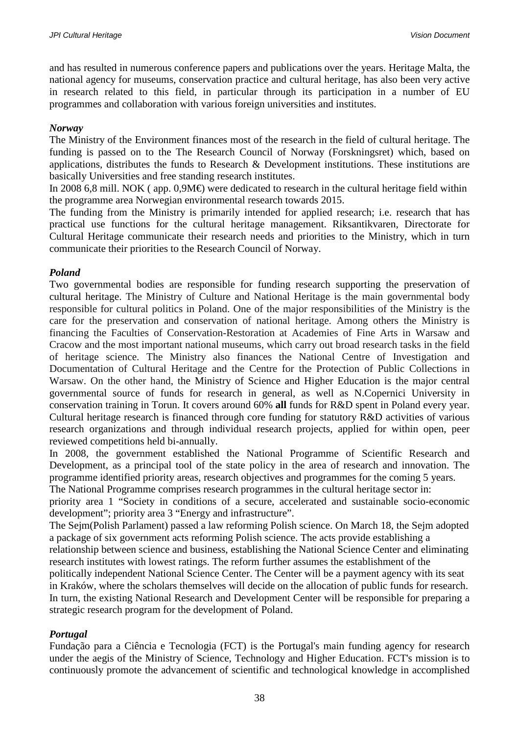and has resulted in numerous conference papers and publications over the years. Heritage Malta, the national agency for museums, conservation practice and cultural heritage, has also been very active in research related to this field, in particular through its participation in a number of EU programmes and collaboration with various foreign universities and institutes.

***Norway***

The Ministry of the Environment finances most of the research in the field of cultural heritage. The funding is passed on to the The Research Council of Norway (Forskningsret) which, based on applications, distributes the funds to Research & Development institutions. These institutions are basically Universities and free standing research institutes.

In 2008 6,8 mill. NOK ( app. 0,9M€) were dedicated to research in the cultural heritage field within the programme area Norwegian environmental research towards 2015.

The funding from the Ministry is primarily intended for applied research; i.e. research that has practical use functions for the cultural heritage management. Riksantikvaren, Directorate for Cultural Heritage communicate their research needs and priorities to the Ministry, which in turn communicate their priorities to the Research Council of Norway.

***Poland***

Two governmental bodies are responsible for funding research supporting the preservation of cultural heritage. The Ministry of Culture and National Heritage is the main governmental body responsible for cultural politics in Poland. One of the major responsibilities of the Ministry is the care for the preservation and conservation of national heritage. Among others the Ministry is financing the Faculties of Conservation-Restoration at Academies of Fine Arts in Warsaw and Cracow and the most important national museums, which carry out broad research tasks in the field of heritage science. The Ministry also finances the National Centre of Investigation and Documentation of Cultural Heritage and the Centre for the Protection of Public Collections in Warsaw. On the other hand, the Ministry of Science and Higher Education is the major central governmental source of funds for research in general, as well as N.Copernici University in conservation training in Torun. It covers around 60% **all** funds for R&D spent in Poland every year. Cultural heritage research is financed through core funding for statutory R&D activities of various research organizations and through individual research projects, applied for within open, peer reviewed competitions held bi-annually.

In 2008, the government established the National Programme of Scientific Research and Development, as a principal tool of the state policy in the area of research and innovation. The programme identified priority areas, research objectives and programmes for the coming 5 years.

The National Programme comprises research programmes in the cultural heritage sector in:

priority area 1 "Society in conditions of a secure, accelerated and sustainable socio-economic development"; priority area 3 "Energy and infrastructure".

The Sejm(Polish Parlament) passed a law reforming Polish science. On March 18, the Sejm adopted a package of six government acts reforming Polish science. The acts provide establishing a relationship between science and business, establishing the National Science Center and eliminating research institutes with lowest ratings. The reform further assumes the establishment of the politically independent National Science Center. The Center will be a payment agency with its seat in Kraków, where the scholars themselves will decide on the allocation of public funds for research. In turn, the existing National Research and Development Center will be responsible for preparing a strategic research program for the development of Poland.

***Portugal***

Fundação para a Ciência e Tecnologia (FCT) is the Portugal's main funding agency for research under the aegis of the Ministry of Science, Technology and Higher Education. FCT's mission is to continuously promote the advancement of scientific and technological knowledge in accomplished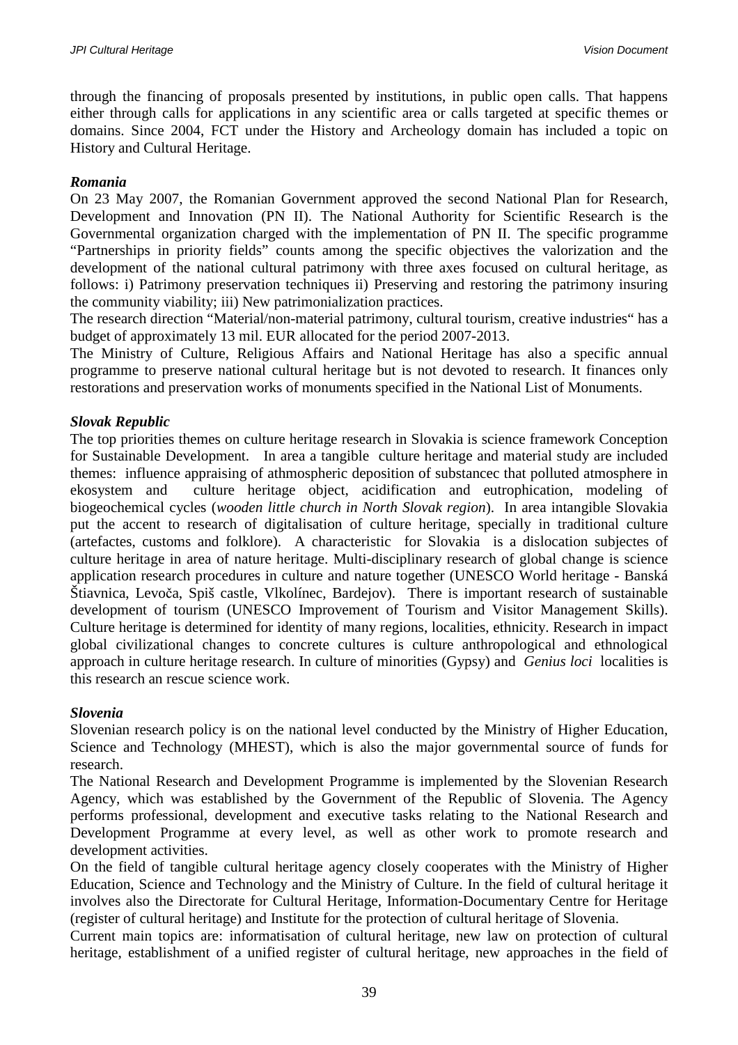through the financing of proposals presented by institutions, in public open calls. That happens either through calls for applications in any scientific area or calls targeted at specific themes or domains. Since 2004, FCT under the History and Archeology domain has included a topic on History and Cultural Heritage.

***Romania***

On 23 May 2007, the Romanian Government approved the second National Plan for Research, Development and Innovation (PN II). The National Authority for Scientific Research is the Governmental organization charged with the implementation of PN II. The specific programme "Partnerships in priority fields" counts among the specific objectives the valorization and the development of the national cultural patrimony with three axes focused on cultural heritage, as follows: i) Patrimony preservation techniques ii) Preserving and restoring the patrimony insuring the community viability; iii) New patrimonialization practices.

The research direction "Material/non-material patrimony, cultural tourism, creative industries" has a budget of approximately 13 mil. EUR allocated for the period 2007-2013.

The Ministry of Culture, Religious Affairs and National Heritage has also a specific annual programme to preserve national cultural heritage but is not devoted to research. It finances only restorations and preservation works of monuments specified in the National List of Monuments.

***Slovak Republic***

The top priorities themes on culture heritage research in Slovakia is science framework Conception for Sustainable Development. In area a tangible culture heritage and material study are included themes: influence appraising of athmospheric deposition of substancec that polluted atmosphere in ekosystem and culture heritage object, acidification and eutrophication, modeling of biogeochemical cycles (*wooden little church in North Slovak region*). In area intangible Slovakia put the accent to research of digitalisation of culture heritage, specially in traditional culture (artefactes, customs and folklore). A characteristic for Slovakia is a dislocation subjectes of culture heritage in area of nature heritage. Multi-disciplinary research of global change is science application research procedures in culture and nature together (UNESCO World heritage - Banská Štiavnica, Levoča, Spiš castle, Vlkolínec, Bardejov). There is important research of sustainable development of tourism (UNESCO Improvement of Tourism and Visitor Management Skills). Culture heritage is determined for identity of many regions, localities, ethnicity. Research in impact global civilizational changes to concrete cultures is culture anthropological and ethnological approach in culture heritage research. In culture of minorities (Gypsy) and *Genius loci* localities is this research an rescue science work.

***Slovenia***

Slovenian research policy is on the national level conducted by the Ministry of Higher Education, Science and Technology (MHEST), which is also the major governmental source of funds for research.

The National Research and Development Programme is implemented by the Slovenian Research Agency, which was established by the Government of the Republic of Slovenia. The Agency performs professional, development and executive tasks relating to the National Research and Development Programme at every level, as well as other work to promote research and development activities.

On the field of tangible cultural heritage agency closely cooperates with the Ministry of Higher Education, Science and Technology and the Ministry of Culture. In the field of cultural heritage it involves also the Directorate for Cultural Heritage, Information-Documentary Centre for Heritage (register of cultural heritage) and Institute for the protection of cultural heritage of Slovenia.

Current main topics are: informatisation of cultural heritage, new law on protection of cultural heritage, establishment of a unified register of cultural heritage, new approaches in the field of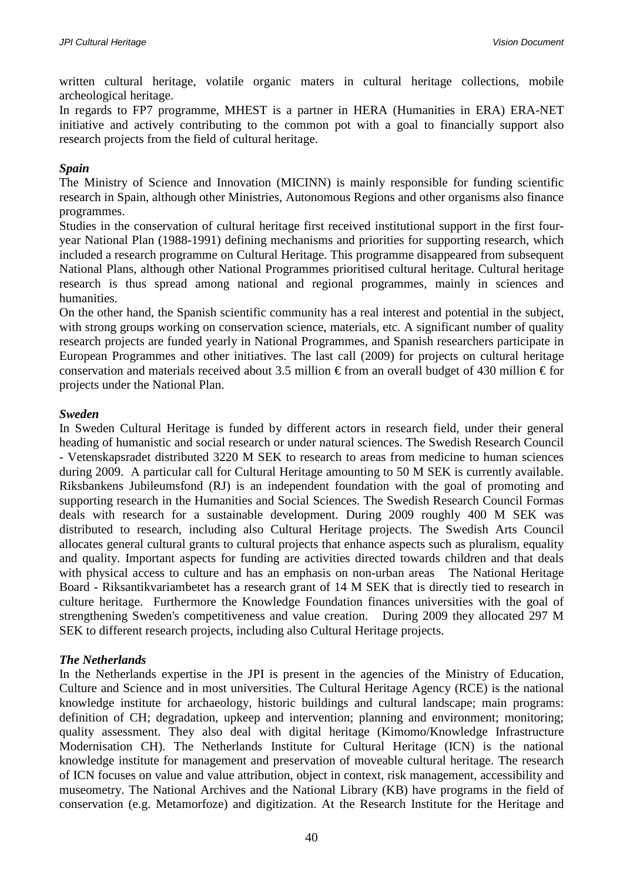written cultural heritage, volatile organic maters in cultural heritage collections, mobile archeological heritage.

In regards to FP7 programme, MHEST is a partner in HERA (Humanities in ERA) ERA-NET initiative and actively contributing to the common pot with a goal to financially support also research projects from the field of cultural heritage.

***Spain***

The Ministry of Science and Innovation (MICINN) is mainly responsible for funding scientific research in Spain, although other Ministries, Autonomous Regions and other organisms also finance programmes.

Studies in the conservation of cultural heritage first received institutional support in the first four-year National Plan (1988-1991) defining mechanisms and priorities for supporting research, which included a research programme on Cultural Heritage. This programme disappeared from subsequent National Plans, although other National Programmes prioritised cultural heritage. Cultural heritage research is thus spread among national and regional programmes, mainly in sciences and humanities.

On the other hand, the Spanish scientific community has a real interest and potential in the subject, with strong groups working on conservation science, materials, etc. A significant number of quality research projects are funded yearly in National Programmes, and Spanish researchers participate in European Programmes and other initiatives. The last call (2009) for projects on cultural heritage conservation and materials received about 3.5 million € from an overall budget of 430 million € for projects under the National Plan.

***Sweden***

In Sweden Cultural Heritage is funded by different actors in research field, under their general heading of humanistic and social research or under natural sciences. The Swedish Research Council - Vetenskapsradet distributed 3220 M SEK to research to areas from medicine to human sciences during 2009. A particular call for Cultural Heritage amounting to 50 M SEK is currently available. Riksbankens Jubileumsfond (RJ) is an independent foundation with the goal of promoting and supporting research in the Humanities and Social Sciences. The Swedish Research Council Formas deals with research for a sustainable development. During 2009 roughly 400 M SEK was distributed to research, including also Cultural Heritage projects. The Swedish Arts Council allocates general cultural grants to cultural projects that enhance aspects such as pluralism, equality and quality. Important aspects for funding are activities directed towards children and that deals with physical access to culture and has an emphasis on non-urban areas The National Heritage Board - Riksantikvariambetet has a research grant of 14 M SEK that is directly tied to research in culture heritage. Furthermore the Knowledge Foundation finances universities with the goal of strengthening Sweden's competitiveness and value creation. During 2009 they allocated 297 M SEK to different research projects, including also Cultural Heritage projects.

***The Netherlands***

In the Netherlands expertise in the JPI is present in the agencies of the Ministry of Education, Culture and Science and in most universities. The Cultural Heritage Agency (RCE) is the national knowledge institute for archaeology, historic buildings and cultural landscape; main programs: definition of CH; degradation, upkeep and intervention; planning and environment; monitoring; quality assessment. They also deal with digital heritage (Kimomo/Knowledge Infrastructure Modernisation CH). The Netherlands Institute for Cultural Heritage (ICN) is the national knowledge institute for management and preservation of moveable cultural heritage. The research of ICN focuses on value and value attribution, object in context, risk management, accessibility and museometry. The National Archives and the National Library (KB) have programs in the field of conservation (e.g. Metamorfoze) and digitization. At the Research Institute for the Heritage and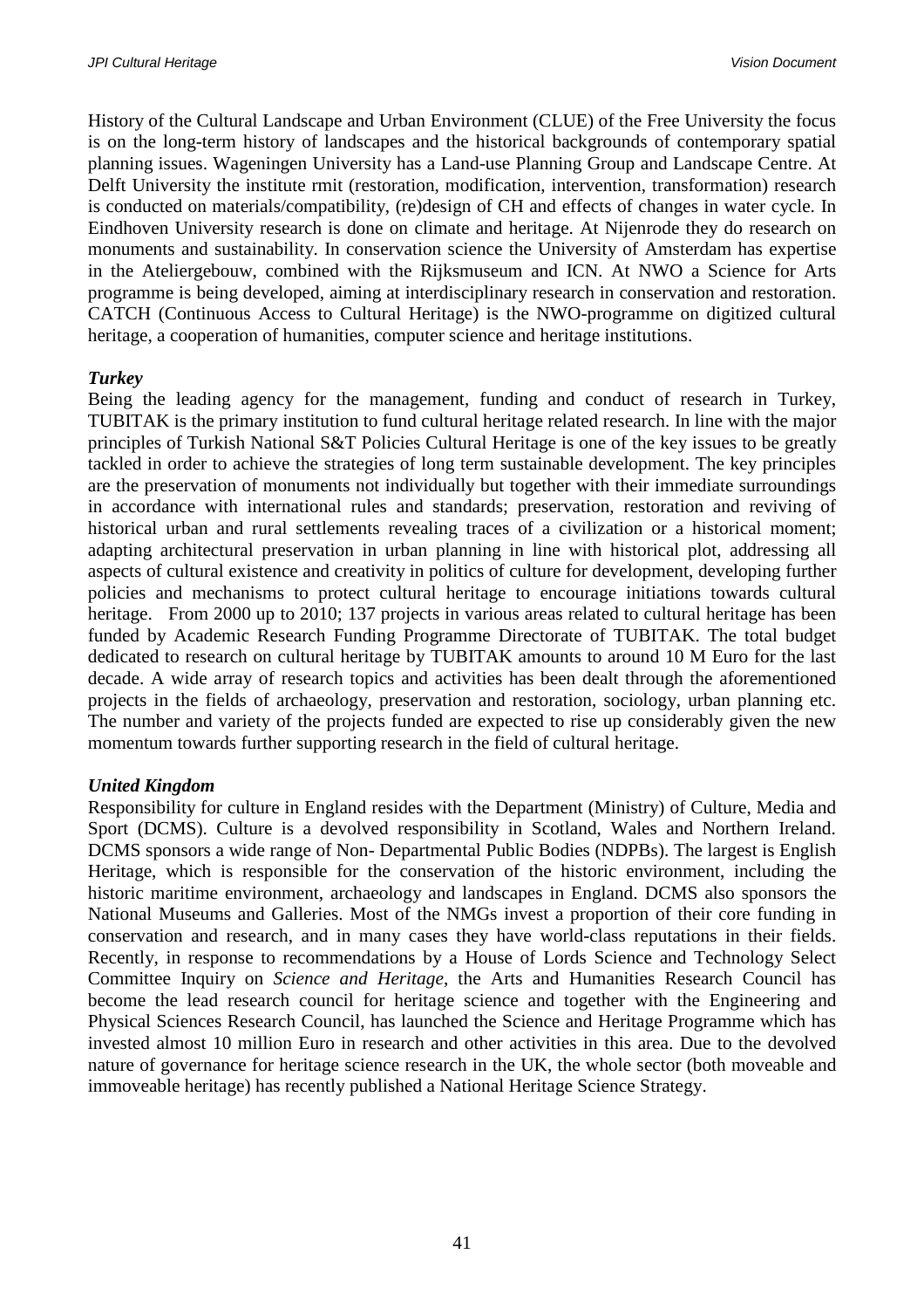History of the Cultural Landscape and Urban Environment (CLUE) of the Free University the focus is on the long-term history of landscapes and the historical backgrounds of contemporary spatial planning issues. Wageningen University has a Land-use Planning Group and Landscape Centre. At Delft University the institute rmit (restoration, modification, intervention, transformation) research is conducted on materials/compatibility, (re)design of CH and effects of changes in water cycle. In Eindhoven University research is done on climate and heritage. At Nijenrode they do research on monuments and sustainability. In conservation science the University of Amsterdam has expertise in the Ateliergebouw, combined with the Rijksmuseum and ICN. At NWO a Science for Arts programme is being developed, aiming at interdisciplinary research in conservation and restoration. CATCH (Continuous Access to Cultural Heritage) is the NWO-programme on digitized cultural heritage, a cooperation of humanities, computer science and heritage institutions.

***Turkey***

Being the leading agency for the management, funding and conduct of research in Turkey, TUBITAK is the primary institution to fund cultural heritage related research. In line with the major principles of Turkish National S&T Policies Cultural Heritage is one of the key issues to be greatly tackled in order to achieve the strategies of long term sustainable development. The key principles are the preservation of monuments not individually but together with their immediate surroundings in accordance with international rules and standards; preservation, restoration and reviving of historical urban and rural settlements revealing traces of a civilization or a historical moment; adapting architectural preservation in urban planning in line with historical plot, addressing all aspects of cultural existence and creativity in politics of culture for development, developing further policies and mechanisms to protect cultural heritage to encourage initiations towards cultural heritage. From 2000 up to 2010; 137 projects in various areas related to cultural heritage has been funded by Academic Research Funding Programme Directorate of TUBITAK. The total budget dedicated to research on cultural heritage by TUBITAK amounts to around 10 M Euro for the last decade. A wide array of research topics and activities has been dealt through the aforementioned projects in the fields of archaeology, preservation and restoration, sociology, urban planning etc. The number and variety of the projects funded are expected to rise up considerably given the new momentum towards further supporting research in the field of cultural heritage.

***United Kingdom***

Responsibility for culture in England resides with the Department (Ministry) of Culture, Media and Sport (DCMS). Culture is a devolved responsibility in Scotland, Wales and Northern Ireland. DCMS sponsors a wide range of Non- Departmental Public Bodies (NDPBs). The largest is English Heritage, which is responsible for the conservation of the historic environment, including the historic maritime environment, archaeology and landscapes in England. DCMS also sponsors the National Museums and Galleries. Most of the NMGs invest a proportion of their core funding in conservation and research, and in many cases they have world-class reputations in their fields. Recently, in response to recommendations by a House of Lords Science and Technology Select Committee Inquiry on *Science and Heritage*, the Arts and Humanities Research Council has become the lead research council for heritage science and together with the Engineering and Physical Sciences Research Council, has launched the Science and Heritage Programme which has invested almost 10 million Euro in research and other activities in this area. Due to the devolved nature of governance for heritage science research in the UK, the whole sector (both moveable and immoveable heritage) has recently published a National Heritage Science Strategy.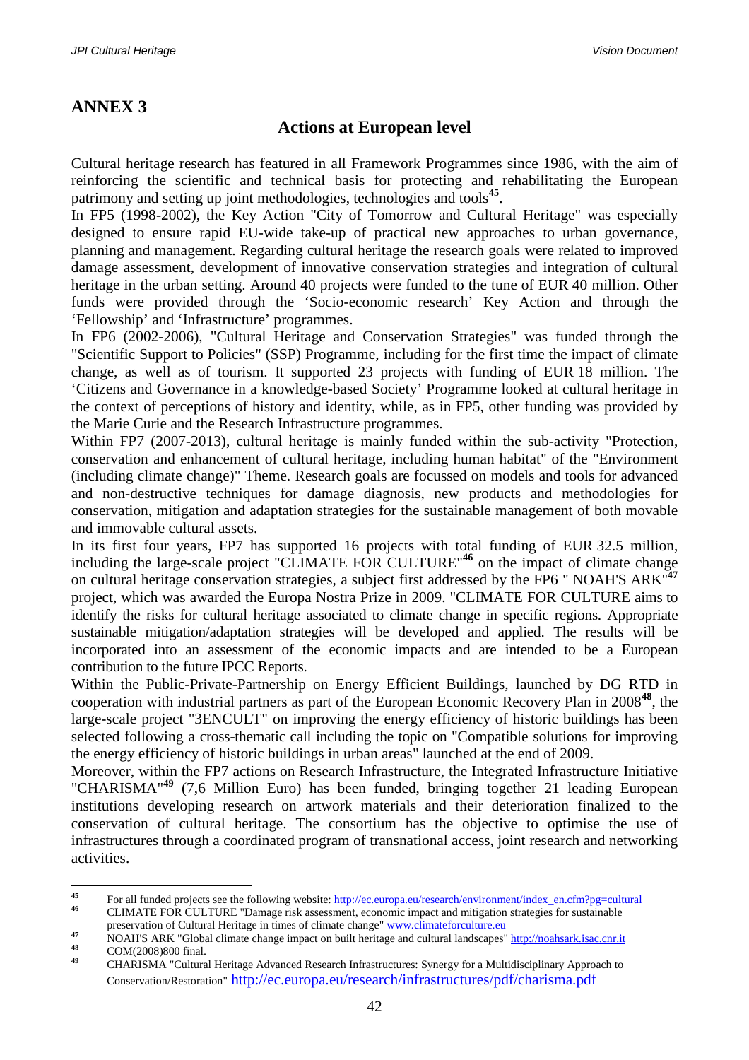# ANNEX 3

## Actions at European level

Cultural heritage research has featured in all Framework Programmes since 1986, with the aim of reinforcing the scientific and technical basis for protecting and rehabilitating the European patrimony and setting up joint methodologies, technologies and tools[45].

In FP5 (1998-2002), the Key Action "City of Tomorrow and Cultural Heritage" was especially designed to ensure rapid EU-wide take-up of practical new approaches to urban governance, planning and management. Regarding cultural heritage the research goals were related to improved damage assessment, development of innovative conservation strategies and integration of cultural heritage in the urban setting. Around 40 projects were funded to the tune of EUR 40 million. Other funds were provided through the 'Socio-economic research' Key Action and through the 'Fellowship' and 'Infrastructure' programmes.

In FP6 (2002-2006), "Cultural Heritage and Conservation Strategies" was funded through the "Scientific Support to Policies" (SSP) Programme, including for the first time the impact of climate change, as well as of tourism. It supported 23 projects with funding of EUR 18 million. The 'Citizens and Governance in a knowledge-based Society' Programme looked at cultural heritage in the context of perceptions of history and identity, while, as in FP5, other funding was provided by the Marie Curie and the Research Infrastructure programmes.

Within FP7 (2007-2013), cultural heritage is mainly funded within the sub-activity "Protection, conservation and enhancement of cultural heritage, including human habitat" of the "Environment (including climate change)" Theme. Research goals are focussed on models and tools for advanced and non-destructive techniques for damage diagnosis, new products and methodologies for conservation, mitigation and adaptation strategies for the sustainable management of both movable and immovable cultural assets.

In its first four years, FP7 has supported 16 projects with total funding of EUR 32.5 million, including the large-scale project "CLIMATE FOR CULTURE"[46] on the impact of climate change on cultural heritage conservation strategies, a subject first addressed by the FP6 " NOAH'S ARK"[47] project, which was awarded the Europa Nostra Prize in 2009. "CLIMATE FOR CULTURE aims to identify the risks for cultural heritage associated to climate change in specific regions. Appropriate sustainable mitigation/adaptation strategies will be developed and applied. The results will be incorporated into an assessment of the economic impacts and are intended to be a European contribution to the future IPCC Reports.

Within the Public-Private-Partnership on Energy Efficient Buildings, launched by DG RTD in cooperation with industrial partners as part of the European Economic Recovery Plan in 2008[48], the large-scale project "3ENCULT" on improving the energy efficiency of historic buildings has been selected following a cross-thematic call including the topic on "Compatible solutions for improving the energy efficiency of historic buildings in urban areas" launched at the end of 2009.

Moreover, within the FP7 actions on Research Infrastructure, the Integrated Infrastructure Initiative "CHARISMA"[49] (7,6 Million Euro) has been funded, bringing together 21 leading European institutions developing research on artwork materials and their deterioration finalized to the conservation of cultural heritage. The consortium has the objective to optimise the use of infrastructures through a coordinated program of transnational access, joint research and networking activities.

---

[45] For all funded projects see the following website: http://ec.europa.eu/research/environment/index_en.cfm?pg=cultural

[46] CLIMATE FOR CULTURE "Damage risk assessment, economic impact and mitigation strategies for sustainable preservation of Cultural Heritage in times of climate change" www.climateforculture.eu

[47] NOAH'S ARK "Global climate change impact on built heritage and cultural landscapes" http://noahsark.isac.cnr.it

[48] COM(2008)800 final.

[49] CHARISMA "Cultural Heritage Advanced Research Infrastructures: Synergy for a Multidisciplinary Approach to Conservation/Restoration" http://ec.europa.eu/research/infrastructures/pdf/charisma.pdf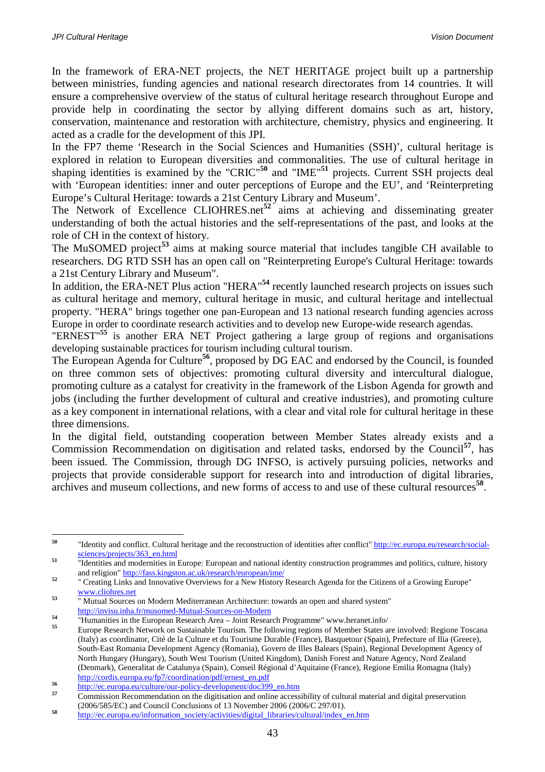In the framework of ERA-NET projects, the NET HERITAGE project built up a partnership between ministries, funding agencies and national research directorates from 14 countries. It will ensure a comprehensive overview of the status of cultural heritage research throughout Europe and provide help in coordinating the sector by allying different domains such as art, history, conservation, maintenance and restoration with architecture, chemistry, physics and engineering. It acted as a cradle for the development of this JPI.

In the FP7 theme 'Research in the Social Sciences and Humanities (SSH)', cultural heritage is explored in relation to European diversities and commonalities. The use of cultural heritage in shaping identities is examined by the "CRIC"[50] and "IME"[51] projects. Current SSH projects deal with 'European identities: inner and outer perceptions of Europe and the EU', and 'Reinterpreting Europe's Cultural Heritage: towards a 21st Century Library and Museum'.

The Network of Excellence CLIOHRES.net[52] aims at achieving and disseminating greater understanding of both the actual histories and the self-representations of the past, and looks at the role of CH in the context of history.

The MuSOMED project[53] aims at making source material that includes tangible CH available to researchers. DG RTD SSH has an open call on "Reinterpreting Europe's Cultural Heritage: towards a 21st Century Library and Museum".

In addition, the ERA-NET Plus action "HERA"[54] recently launched research projects on issues such as cultural heritage and memory, cultural heritage in music, and cultural heritage and intellectual property. "HERA" brings together one pan-European and 13 national research funding agencies across Europe in order to coordinate research activities and to develop new Europe-wide research agendas.

"ERNEST"[55] is another ERA NET Project gathering a large group of regions and organisations developing sustainable practices for tourism including cultural tourism.

The European Agenda for Culture[56], proposed by DG EAC and endorsed by the Council, is founded on three common sets of objectives: promoting cultural diversity and intercultural dialogue, promoting culture as a catalyst for creativity in the framework of the Lisbon Agenda for growth and jobs (including the further development of cultural and creative industries), and promoting culture as a key component in international relations, with a clear and vital role for cultural heritage in these three dimensions.

In the digital field, outstanding cooperation between Member States already exists and a Commission Recommendation on digitisation and related tasks, endorsed by the Council[57], has been issued. The Commission, through DG INFSO, is actively pursuing policies, networks and projects that provide considerable support for research into and introduction of digital libraries, archives and museum collections, and new forms of access to and use of these cultural resources[58].

---

[50] "Identity and conflict. Cultural heritage and the reconstruction of identities after conflict" http://ec.europa.eu/research/social-sciences/projects/363_en.html

[51] "Identities and modernities in Europe: European and national identity construction programmes and politics, culture, history and religion" http://fass.kingston.ac.uk/research/european/ime/

[52] " Creating Links and Innovative Overviews for a New History Research Agenda for the Citizens of a Growing Europe" www.cliohres.net

[53] " Mutual Sources on Modern Mediterranean Architecture: towards an open and shared system" http://invisu.inha.fr/musomed-Mutual-Sources-on-Modern

[54] "Humanities in the European Research Area – Joint Research Programme" www.heranet.info/

[55] Europe Research Network on Sustainable Tourism. The following regions of Member States are involved: Regione Toscana (Italy) as coordinator, Cité de la Culture et du Tourisme Durable (France), Basquetour (Spain), Prefecture of Ilia (Greece), South-East Romania Development Agency (Romania), Govern de Illes Balears (Spain), Regional Development Agency of North Hungary (Hungary), South West Tourism (United Kingdom), Danish Forest and Nature Agency, Nord Zealand (Denmark), Generalitat de Catalunya (Spain), Conseil Régional d'Aquitaine (France), Regione Emilia Romagna (Italy) http://cordis.europa.eu/fp7/coordination/pdf/ernest_en.pdf

[56] http://ec.europa.eu/culture/our-policy-development/doc399_en.htm

[57] Commission Recommendation on the digitisation and online accessibility of cultural material and digital preservation (2006/585/EC) and Council Conclusions of 13 November 2006 (2006/C 297/01).

[58] http://ec.europa.eu/information_society/activities/digital_libraries/cultural/index_en.htm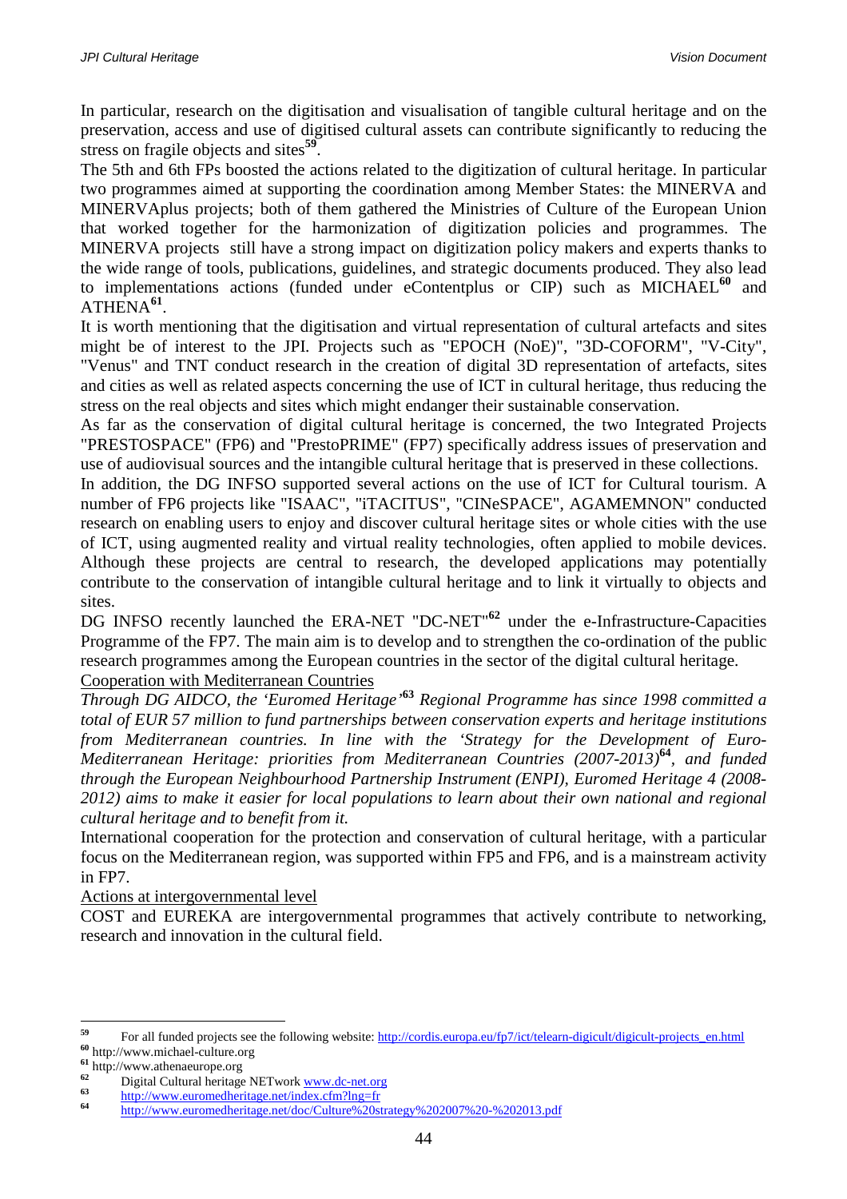In particular, research on the digitisation and visualisation of tangible cultural heritage and on the preservation, access and use of digitised cultural assets can contribute significantly to reducing the stress on fragile objects and sites[59].

The 5th and 6th FPs boosted the actions related to the digitization of cultural heritage. In particular two programmes aimed at supporting the coordination among Member States: the MINERVA and MINERVAplus projects; both of them gathered the Ministries of Culture of the European Union that worked together for the harmonization of digitization policies and programmes. The MINERVA projects still have a strong impact on digitization policy makers and experts thanks to the wide range of tools, publications, guidelines, and strategic documents produced. They also lead to implementations actions (funded under eContentplus or CIP) such as MICHAEL[60] and ATHENA[61].

It is worth mentioning that the digitisation and virtual representation of cultural artefacts and sites might be of interest to the JPI. Projects such as "EPOCH (NoE)", "3D-COFORM", "V-City", "Venus" and TNT conduct research in the creation of digital 3D representation of artefacts, sites and cities as well as related aspects concerning the use of ICT in cultural heritage, thus reducing the stress on the real objects and sites which might endanger their sustainable conservation.

As far as the conservation of digital cultural heritage is concerned, the two Integrated Projects "PRESTOSPACE" (FP6) and "PrestoPRIME" (FP7) specifically address issues of preservation and use of audiovisual sources and the intangible cultural heritage that is preserved in these collections.

In addition, the DG INFSO supported several actions on the use of ICT for Cultural tourism. A number of FP6 projects like "ISAAC", "iTACITUS", "CINeSPACE", AGAMEMNON" conducted research on enabling users to enjoy and discover cultural heritage sites or whole cities with the use of ICT, using augmented reality and virtual reality technologies, often applied to mobile devices. Although these projects are central to research, the developed applications may potentially contribute to the conservation of intangible cultural heritage and to link it virtually to objects and sites.

DG INFSO recently launched the ERA-NET "DC-NET"[62] under the e-Infrastructure-Capacities Programme of the FP7. The main aim is to develop and to strengthen the co-ordination of the public research programmes among the European countries in the sector of the digital cultural heritage.

Cooperation with Mediterranean Countries

*Through DG AIDCO, the 'Euromed Heritage'*[63] *Regional Programme has since 1998 committed a total of EUR 57 million to fund partnerships between conservation experts and heritage institutions from Mediterranean countries. In line with the 'Strategy for the Development of Euro-Mediterranean Heritage: priorities from Mediterranean Countries (2007-2013)*[64]*, and funded through the European Neighbourhood Partnership Instrument (ENPI), Euromed Heritage 4 (2008-2012) aims to make it easier for local populations to learn about their own national and regional cultural heritage and to benefit from it.*

International cooperation for the protection and conservation of cultural heritage, with a particular focus on the Mediterranean region, was supported within FP5 and FP6, and is a mainstream activity in FP7.

Actions at intergovernmental level

COST and EUREKA are intergovernmental programmes that actively contribute to networking, research and innovation in the cultural field.

---

[59] For all funded projects see the following website: http://cordis.europa.eu/fp7/ict/telearn-digicult/digicult-projects_en.html

[60] http://www.michael-culture.org

[61] http://www.athenaeurope.org

[62] Digital Cultural heritage NETwork www.dc-net.org

[63] http://www.euromedheritage.net/index.cfm?lng=fr

[64] http://www.euromedheritage.net/doc/Culture%20strategy%202007%20-%202013.pdf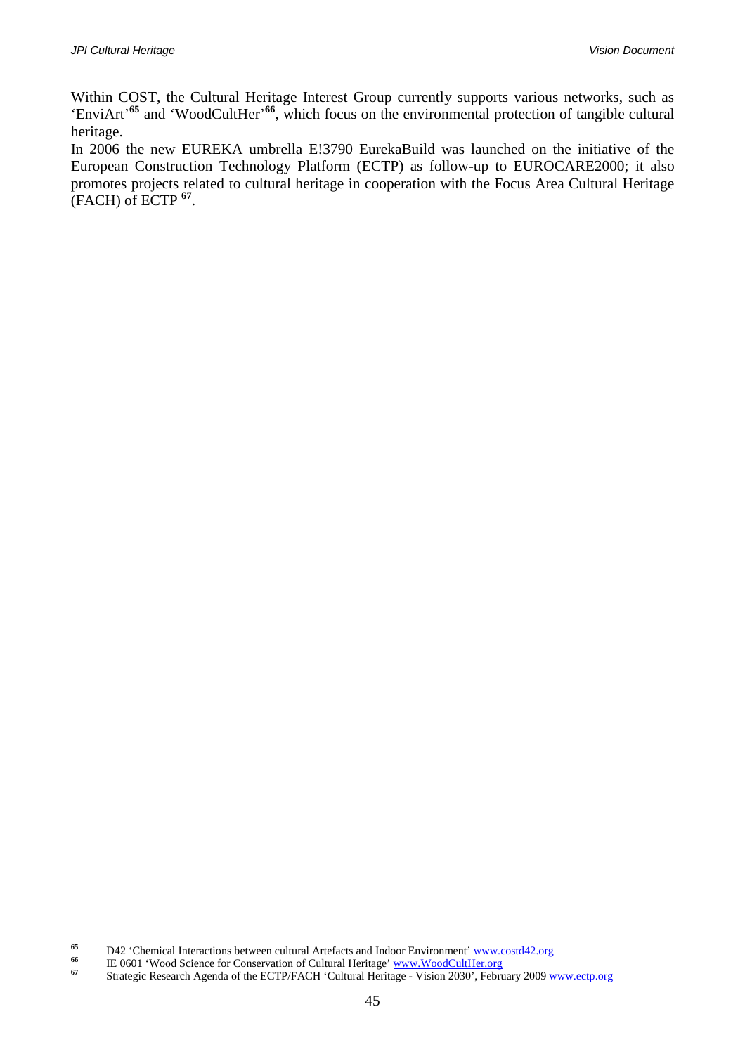Within COST, the Cultural Heritage Interest Group currently supports various networks, such as 'EnviArt'[65] and 'WoodCultHer'[66], which focus on the environmental protection of tangible cultural heritage.

In 2006 the new EUREKA umbrella E!3790 EurekaBuild was launched on the initiative of the European Construction Technology Platform (ECTP) as follow-up to EUROCARE2000; it also promotes projects related to cultural heritage in cooperation with the Focus Area Cultural Heritage (FACH) of ECTP [67].

---

[65] D42 'Chemical Interactions between cultural Artefacts and Indoor Environment' www.costd42.org

[66] IE 0601 'Wood Science for Conservation of Cultural Heritage' www.WoodCultHer.org

[67] Strategic Research Agenda of the ECTP/FACH 'Cultural Heritage - Vision 2030', February 2009 www.ectp.org